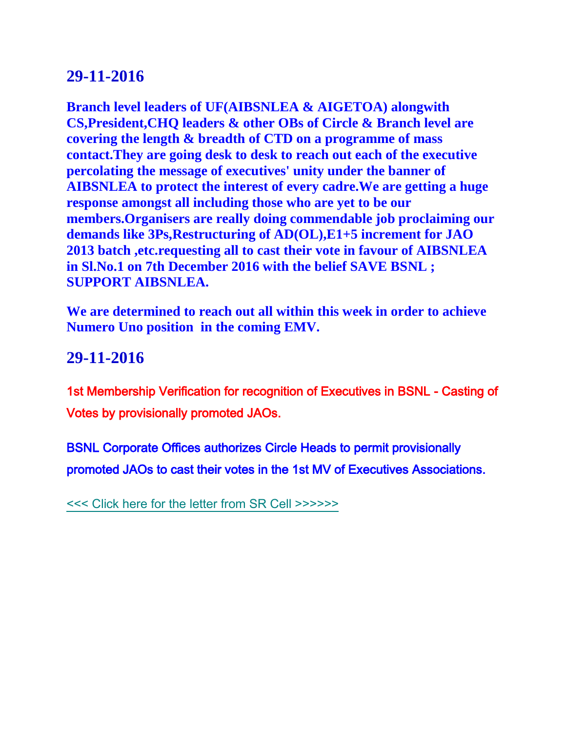## 29-11-2016

**Branch level leaders of UF(AIBSNLEA & AIGETOA) alongwith CS,President,CHQ leaders & other OBs of Circle & Branch level are covering the length & breadth of CTD on a programme of mass contact.They are going desk to desk to reach out each of the executive percolating the message of executives' unity under the banner of AIBSNLEA to protect the interest of every cadre.We are getting a huge response amongst all including those who are yet to be our members.Organisers are really doing commendable job proclaiming our demands like 3Ps,Restructuring of AD(OL),E1+5 increment for JAO 2013 batch ,etc.requesting all to cast their vote in favour of AIBSNLEA in Sl.No.1 on 7th December 2016 with the belief SAVE BSNL ; SUPPORT AIBSNLEA.**

**We are determined to reach out all within this week in order to achieve Numero Uno position in the coming EMV.**

## 29-11-2016

1st Membership Verification for recognition of Executives in BSNL - Casting of Votes by provisionally promoted JAOs.

BSNL Corporate Offices authorizes Circle Heads to permit provisionally promoted JAOs to cast their votes in the 1st MV of Executives Associations.

<<< Click here for the letter from SR Cell >>>>>>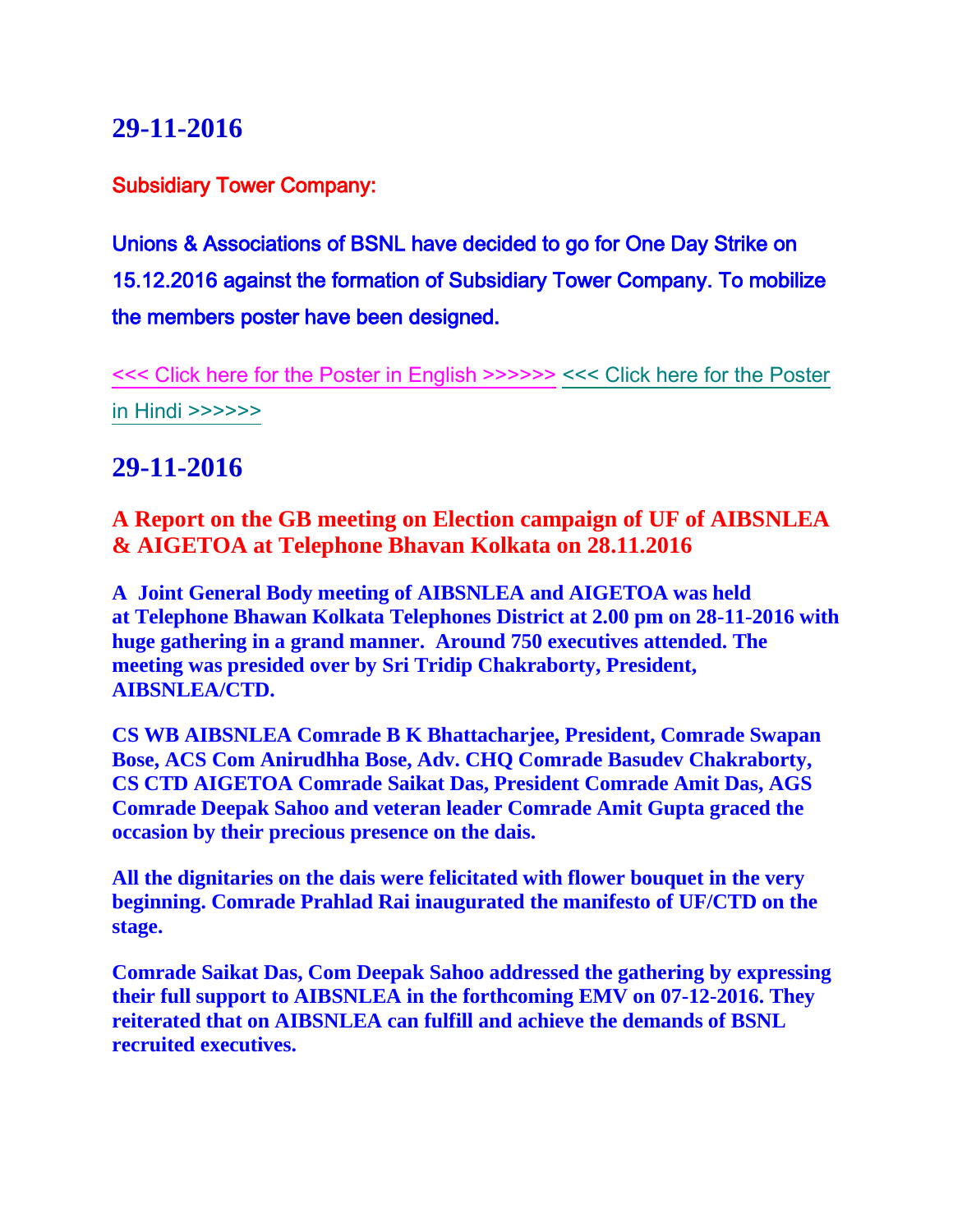## 29-11-2016

**Subsidiary Tower Company:**

**Unions & Associations of BSNL have decided to go for One Day Strike on 15.12.2016 against the formation of Subsidiary Tower Company. To mobilize the members poster have been designed.**

<<< Click here for the Poster in English >>>>>> <<< Click here for the Poster in Hindi >>>>>>

## 29-11-2016

### A Report on the GB meeting on Election campaign of UF of AIBSNLEA & AIGETOA at Telephone Bhavan Kolkata on 28.11.2016

**A Joint General Body meeting of AIBSNLEA and AIGETOA was held at Telephone Bhawan Kolkata Telephones District at 2.00 pm on 28-11-2016 with huge gathering in a grand manner. Around 750 executives attended. The meeting was presided over by Sri Tridip Chakraborty, President, AIBSNLEA/CTD.**

**CS WB AIBSNLEA Comrade B K Bhattacharjee, President, Comrade Swapan Bose, ACS Com Anirudhha Bose, Adv. CHQ Comrade Basudev Chakraborty, CS CTD AIGETOA Comrade Saikat Das, President Comrade Amit Das, AGS Comrade Deepak Sahoo and veteran leader Comrade Amit Gupta graced the occasion by their precious presence on the dais.**

**All the dignitaries on the dais were felicitated with flower bouquet in the very beginning. Comrade Prahlad Rai inaugurated the manifesto of UF/CTD on the stage.**

**Comrade Saikat Das, Com Deepak Sahoo addressed the gathering by expressing their full support to AIBSNLEA in the forthcoming EMV on 07-12-2016. They reiterated that on AIBSNLEA can fulfill and achieve the demands of BSNL recruited executives.**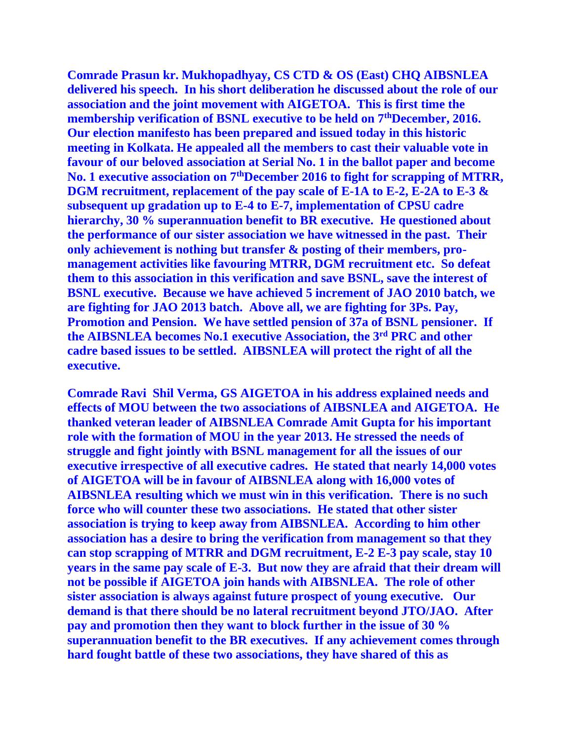**Comrade Prasun kr. Mukhopadhyay, CS CTD & OS (East) CHQ AIBSNLEA delivered his speech. In his short deliberation he discussed about the role of our association and the joint movement with AIGETOA. This is first time the membership verification of BSNL executive to be held on 7th December, 2016. Our election manifesto has been prepared and issued today in this historic meeting in Kolkata. He appealed all the members to cast their valuable vote in favour of our beloved association at Serial No. 1 in the ballot paper and become No. 1 executive association on 7th December 2016 to fight for scrapping of MTRR, DGM recruitment, replacement of the pay scale of E-1A to E-2, E-2A to E-3 & subsequent up gradation up to E-4 to E-7, implementation of CPSU cadre hierarchy, 30 % superannuation benefit to BR executive. He questioned about the performance of our sister association we have witnessed in the past. Their only achievement is nothing but transfer & posting of their members, pro-management activities like favouring MTRR, DGM recruitment etc. So defeat them to this association in this verification and save BSNL, save the interest of BSNL executive. Because we have achieved 5 increment of JAO 2010 batch, we are fighting for JAO 2013 batch. Above all, we are fighting for 3Ps. Pay, Promotion and Pension. We have settled pension of 37a of BSNL pensioner. If the AIBSNLEA becomes No.1 executive Association, the 3rd PRC and other cadre based issues to be settled. AIBSNLEA will protect the right of all the executive.**

**Comrade Ravi Shil Verma, GS AIGETOA in his address explained needs and effects of MOU between the two associations of AIBSNLEA and AIGETOA. He thanked veteran leader of AIBSNLEA Comrade Amit Gupta for his important role with the formation of MOU in the year 2013. He stressed the needs of struggle and fight jointly with BSNL management for all the issues of our executive irrespective of all executive cadres. He stated that nearly 14,000 votes of AIGETOA will be in favour of AIBSNLEA along with 16,000 votes of AIBSNLEA resulting which we must win in this verification. There is no such force who will counter these two associations. He stated that other sister association is trying to keep away from AIBSNLEA. According to him other association has a desire to bring the verification from management so that they can stop scrapping of MTRR and DGM recruitment, E-2 E-3 pay scale, stay 10 years in the same pay scale of E-3. But now they are afraid that their dream will not be possible if AIGETOA join hands with AIBSNLEA. The role of other sister association is always against future prospect of young executive. Our demand is that there should be no lateral recruitment beyond JTO/JAO. After pay and promotion then they want to block further in the issue of 30 % superannuation benefit to the BR executives. If any achievement comes through hard fought battle of these two associations, they have shared of this as**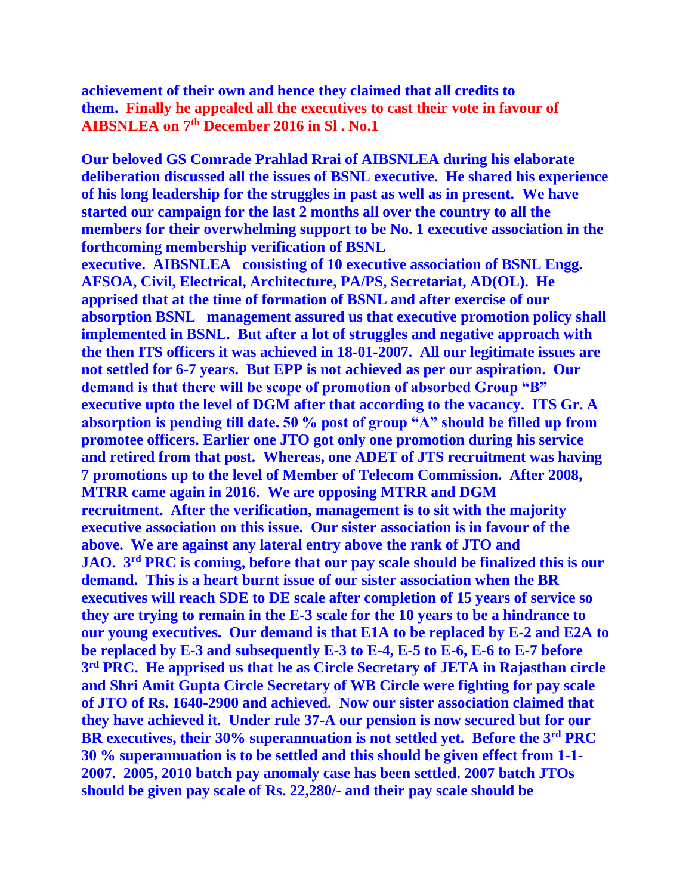**achievement of their own and hence they claimed that all credits to them. Finally he appealed all the executives to cast their vote in favour of AIBSNLEA on 7th December 2016 in Sl . No.1**

**Our beloved GS Comrade Prahlad Rrai of AIBSNLEA during his elaborate deliberation discussed all the issues of BSNL executive. He shared his experience of his long leadership for the struggles in past as well as in present. We have started our campaign for the last 2 months all over the country to all the members for their overwhelming support to be No. 1 executive association in the forthcoming membership verification of BSNL executive. AIBSNLEA consisting of 10 executive association of BSNL Engg. AFSOA, Civil, Electrical, Architecture, PA/PS, Secretariat, AD(OL). He apprised that at the time of formation of BSNL and after exercise of our absorption BSNL management assured us that executive promotion policy shall implemented in BSNL. But after a lot of struggles and negative approach with the then ITS officers it was achieved in 18-01-2007. All our legitimate issues are not settled for 6-7 years. But EPP is not achieved as per our aspiration. Our demand is that there will be scope of promotion of absorbed Group "B" executive upto the level of DGM after that according to the vacancy. ITS Gr. A absorption is pending till date. 50 % post of group "A" should be filled up from promotee officers. Earlier one JTO got only one promotion during his service and retired from that post. Whereas, one ADET of JTS recruitment was having 7 promotions up to the level of Member of Telecom Commission. After 2008, MTRR came again in 2016. We are opposing MTRR and DGM recruitment. After the verification, management is to sit with the majority executive association on this issue. Our sister association is in favour of the above. We are against any lateral entry above the rank of JTO and JAO. 3rd PRC is coming, before that our pay scale should be finalized this is our demand. This is a heart burnt issue of our sister association when the BR executives will reach SDE to DE scale after completion of 15 years of service so they are trying to remain in the E-3 scale for the 10 years to be a hindrance to our young executives. Our demand is that E1A to be replaced by E-2 and E2A to be replaced by E-3 and subsequently E-3 to E-4, E-5 to E-6, E-6 to E-7 before 3rd PRC. He apprised us that he as Circle Secretary of JETA in Rajasthan circle and Shri Amit Gupta Circle Secretary of WB Circle were fighting for pay scale of JTO of Rs. 1640-2900 and achieved. Now our sister association claimed that they have achieved it. Under rule 37-A our pension is now secured but for our BR executives, their 30% superannuation is not settled yet. Before the 3rd PRC 30 % superannuation is to be settled and this should be given effect from 1-1-2007. 2005, 2010 batch pay anomaly case has been settled. 2007 batch JTOs should be given pay scale of Rs. 22,280/- and their pay scale should be**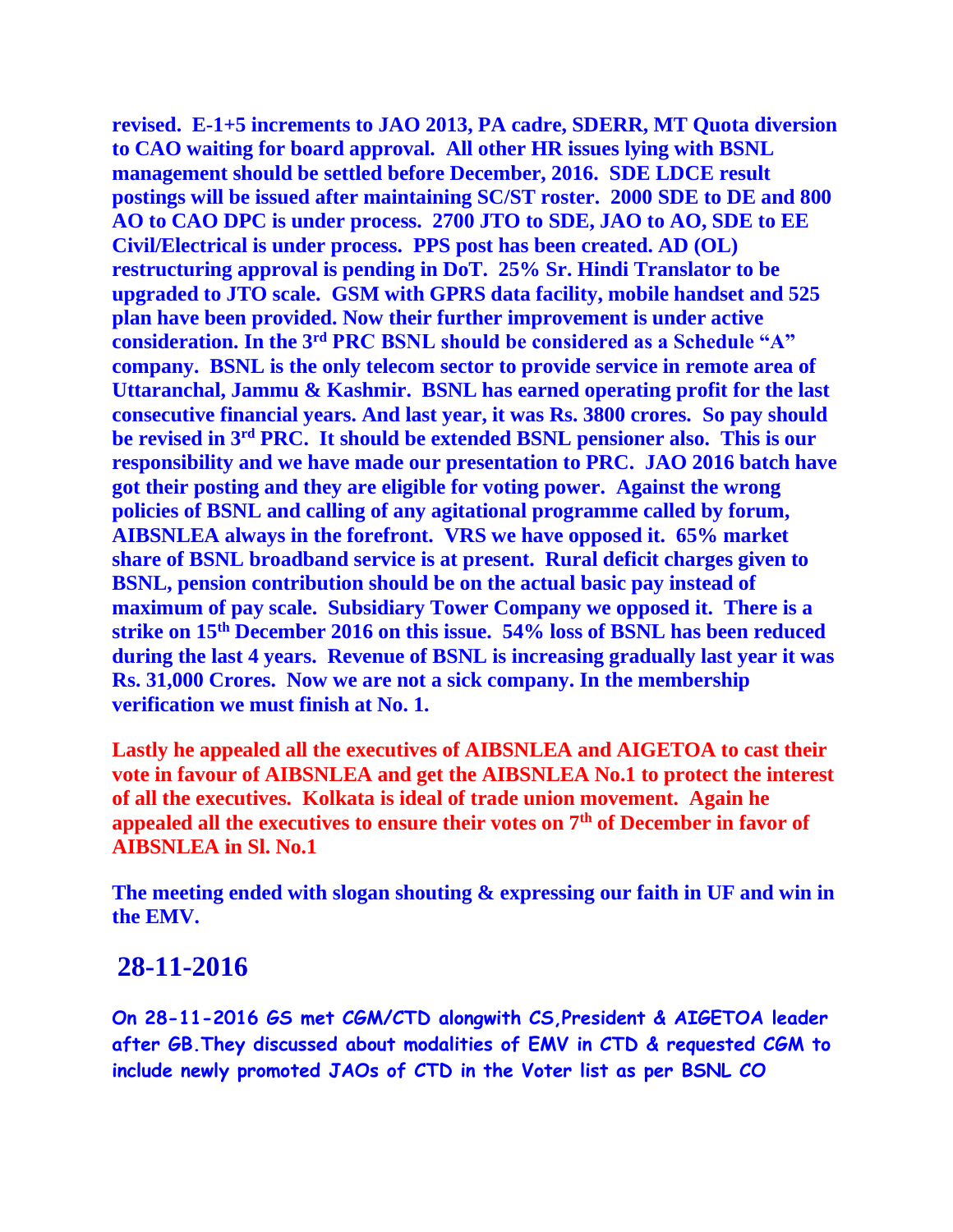**revised. E-1+5 increments to JAO 2013, PA cadre, SDERR, MT Quota diversion to CAO waiting for board approval. All other HR issues lying with BSNL management should be settled before December, 2016. SDE LDCE result postings will be issued after maintaining SC/ST roster. 2000 SDE to DE and 800 AO to CAO DPC is under process. 2700 JTO to SDE, JAO to AO, SDE to EE Civil/Electrical is under process. PPS post has been created. AD (OL) restructuring approval is pending in DoT. 25% Sr. Hindi Translator to be upgraded to JTO scale. GSM with GPRS data facility, mobile handset and 525 plan have been provided. Now their further improvement is under active consideration. In the 3rd PRC BSNL should be considered as a Schedule "A" company. BSNL is the only telecom sector to provide service in remote area of Uttaranchal, Jammu & Kashmir. BSNL has earned operating profit for the last consecutive financial years. And last year, it was Rs. 3800 crores. So pay should be revised in 3rd PRC. It should be extended BSNL pensioner also. This is our responsibility and we have made our presentation to PRC. JAO 2016 batch have got their posting and they are eligible for voting power. Against the wrong policies of BSNL and calling of any agitational programme called by forum, AIBSNLEA always in the forefront. VRS we have opposed it. 65% market share of BSNL broadband service is at present. Rural deficit charges given to BSNL, pension contribution should be on the actual basic pay instead of maximum of pay scale. Subsidiary Tower Company we opposed it. There is a strike on 15th December 2016 on this issue. 54% loss of BSNL has been reduced during the last 4 years. Revenue of BSNL is increasing gradually last year it was Rs. 31,000 Crores. Now we are not a sick company. In the membership verification we must finish at No. 1.**

**Lastly he appealed all the executives of AIBSNLEA and AIGETOA to cast their vote in favour of AIBSNLEA and get the AIBSNLEA No.1 to protect the interest of all the executives. Kolkata is ideal of trade union movement. Again he appealed all the executives to ensure their votes on 7th of December in favor of AIBSNLEA in Sl. No.1**

**The meeting ended with slogan shouting & expressing our faith in UF and win in the EMV.**

## 28-11-2016

**On 28-11-2016 GS met CGM/CTD alongwith CS,President & AIGETOA leader after GB.They discussed about modalities of EMV in CTD & requested CGM to include newly promoted JAOs of CTD in the Voter list as per BSNL CO**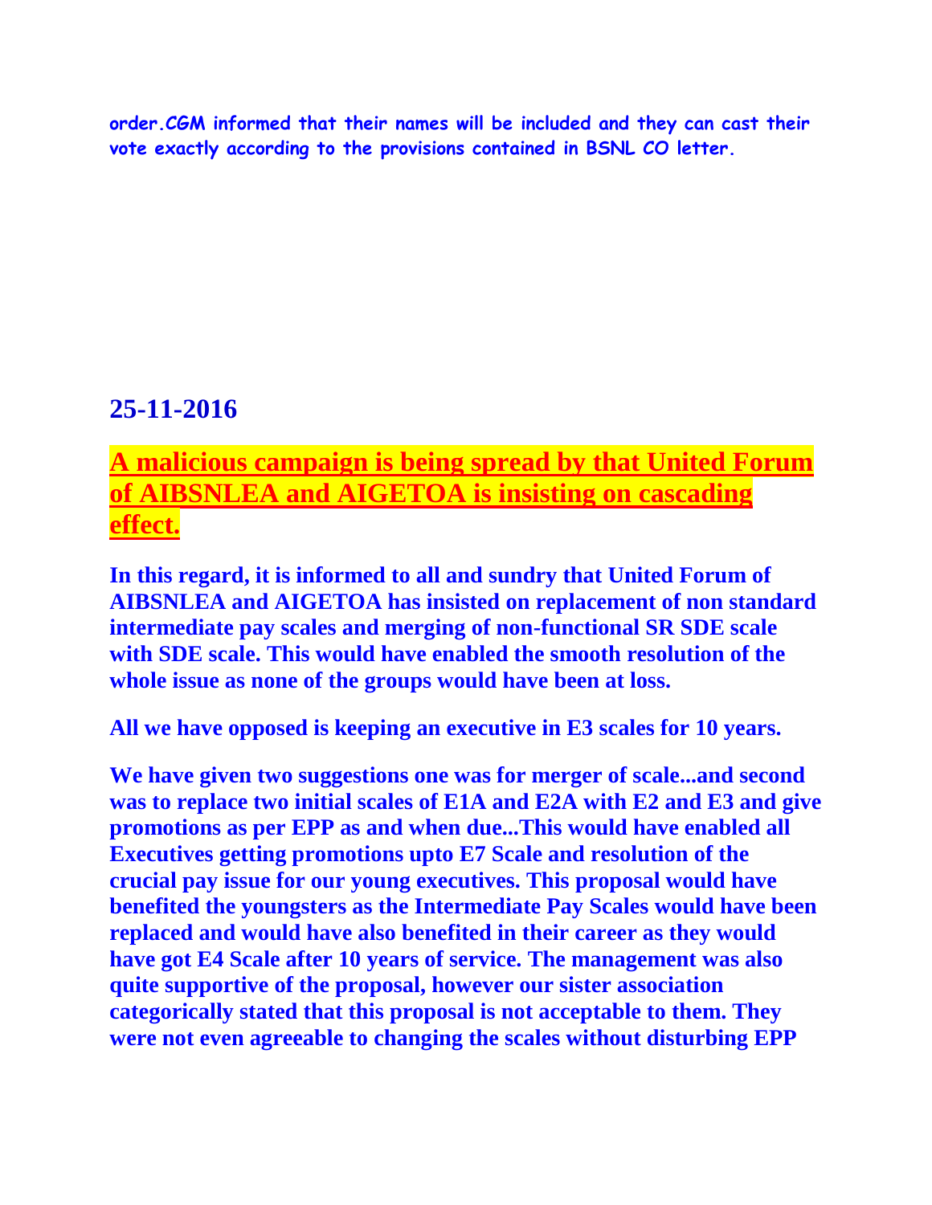**order.CGM informed that their names will be included and they can cast their vote exactly according to the provisions contained in BSNL CO letter.**

## 25-11-2016

## A malicious campaign is being spread by that United Forum of AIBSNLEA and AIGETOA is insisting on cascading effect.

**In this regard, it is informed to all and sundry that United Forum of AIBSNLEA and AIGETOA has insisted on replacement of non standard intermediate pay scales and merging of non-functional SR SDE scale with SDE scale. This would have enabled the smooth resolution of the whole issue as none of the groups would have been at loss.**

**All we have opposed is keeping an executive in E3 scales for 10 years.**

**We have given two suggestions one was for merger of scale...and second was to replace two initial scales of E1A and E2A with E2 and E3 and give promotions as per EPP as and when due...This would have enabled all Executives getting promotions upto E7 Scale and resolution of the crucial pay issue for our young executives. This proposal would have benefited the youngsters as the Intermediate Pay Scales would have been replaced and would have also benefited in their career as they would have got E4 Scale after 10 years of service. The management was also quite supportive of the proposal, however our sister association categorically stated that this proposal is not acceptable to them. They were not even agreeable to changing the scales without disturbing EPP**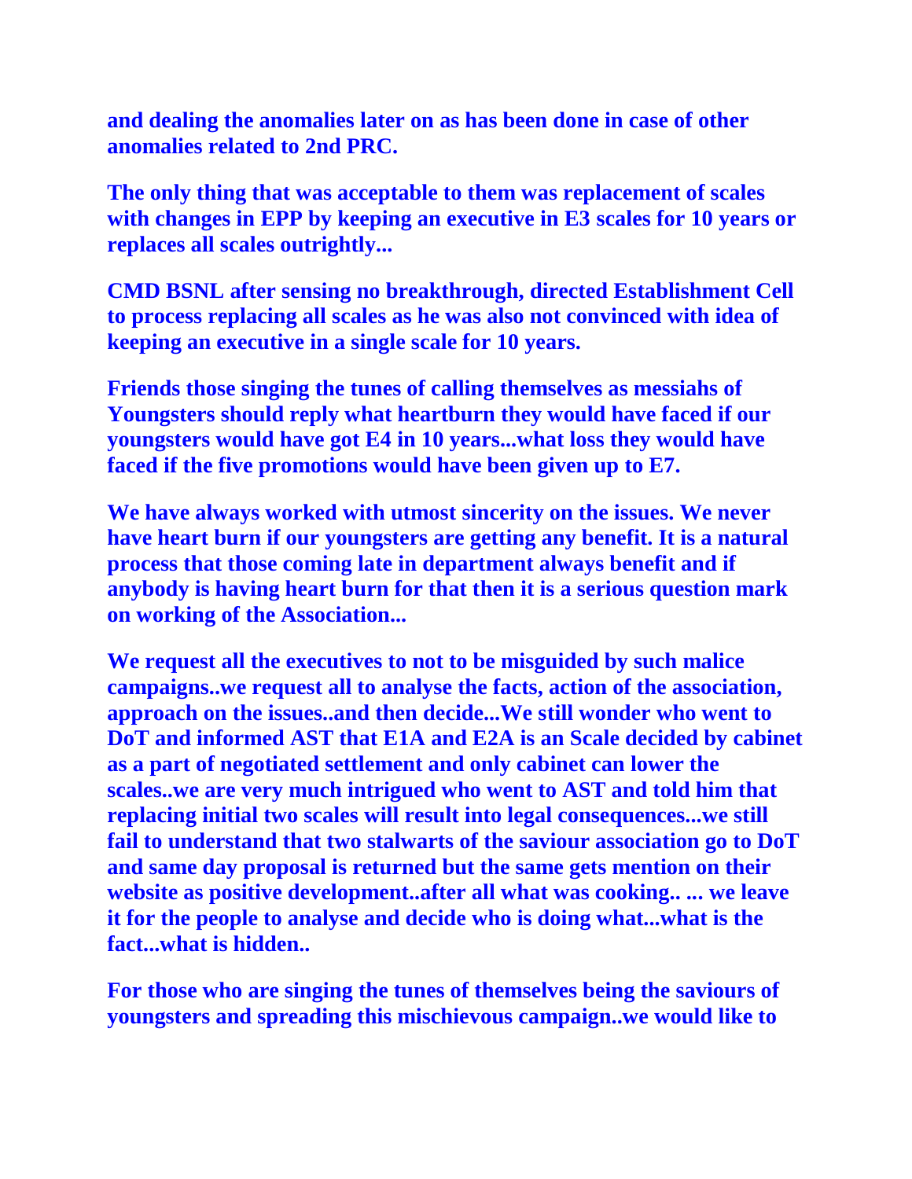**and dealing the anomalies later on as has been done in case of other anomalies related to 2nd PRC.**

**The only thing that was acceptable to them was replacement of scales with changes in EPP by keeping an executive in E3 scales for 10 years or replaces all scales outrightly...**

**CMD BSNL after sensing no breakthrough, directed Establishment Cell to process replacing all scales as he was also not convinced with idea of keeping an executive in a single scale for 10 years.**

**Friends those singing the tunes of calling themselves as messiahs of Youngsters should reply what heartburn they would have faced if our youngsters would have got E4 in 10 years...what loss they would have faced if the five promotions would have been given up to E7.**

**We have always worked with utmost sincerity on the issues. We never have heart burn if our youngsters are getting any benefit. It is a natural process that those coming late in department always benefit and if anybody is having heart burn for that then it is a serious question mark on working of the Association...**

**We request all the executives to not to be misguided by such malice campaigns..we request all to analyse the facts, action of the association, approach on the issues..and then decide...We still wonder who went to DoT and informed AST that E1A and E2A is an Scale decided by cabinet as a part of negotiated settlement and only cabinet can lower the scales..we are very much intrigued who went to AST and told him that replacing initial two scales will result into legal consequences...we still fail to understand that two stalwarts of the saviour association go to DoT and same day proposal is returned but the same gets mention on their website as positive development..after all what was cooking.. ... we leave it for the people to analyse and decide who is doing what...what is the fact...what is hidden..**

**For those who are singing the tunes of themselves being the saviours of youngsters and spreading this mischievous campaign..we would like to**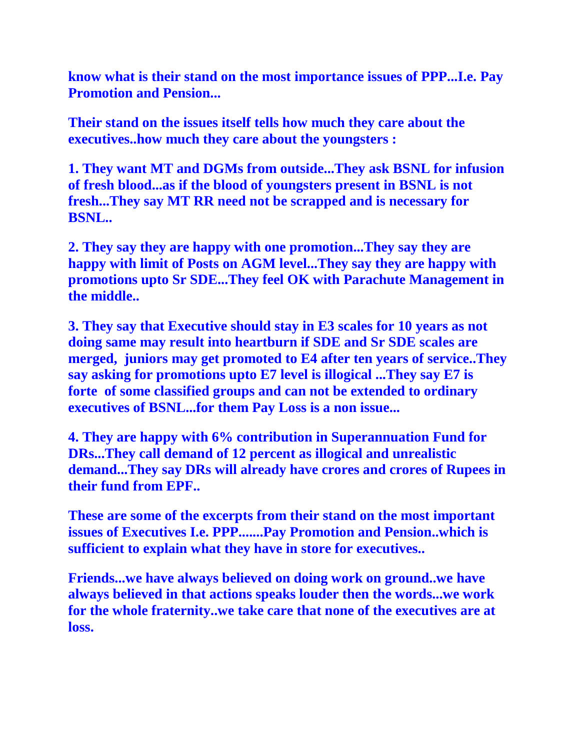**know what is their stand on the most importance issues of PPP...I.e. Pay Promotion and Pension...**

**Their stand on the issues itself tells how much they care about the executives..how much they care about the youngsters :**

**1. They want MT and DGMs from outside...They ask BSNL for infusion of fresh blood...as if the blood of youngsters present in BSNL is not fresh...They say MT RR need not be scrapped and is necessary for BSNL..**

**2. They say they are happy with one promotion...They say they are happy with limit of Posts on AGM level...They say they are happy with promotions upto Sr SDE...They feel OK with Parachute Management in the middle..**

**3. They say that Executive should stay in E3 scales for 10 years as not doing same may result into heartburn if SDE and Sr SDE scales are merged, juniors may get promoted to E4 after ten years of service..They say asking for promotions upto E7 level is illogical ...They say E7 is forte of some classified groups and can not be extended to ordinary executives of BSNL...for them Pay Loss is a non issue...**

**4. They are happy with 6% contribution in Superannuation Fund for DRs...They call demand of 12 percent as illogical and unrealistic demand...They say DRs will already have crores and crores of Rupees in their fund from EPF..**

**These are some of the excerpts from their stand on the most important issues of Executives I.e. PPP.......Pay Promotion and Pension..which is sufficient to explain what they have in store for executives..**

**Friends...we have always believed on doing work on ground..we have always believed in that actions speaks louder then the words...we work for the whole fraternity..we take care that none of the executives are at loss.**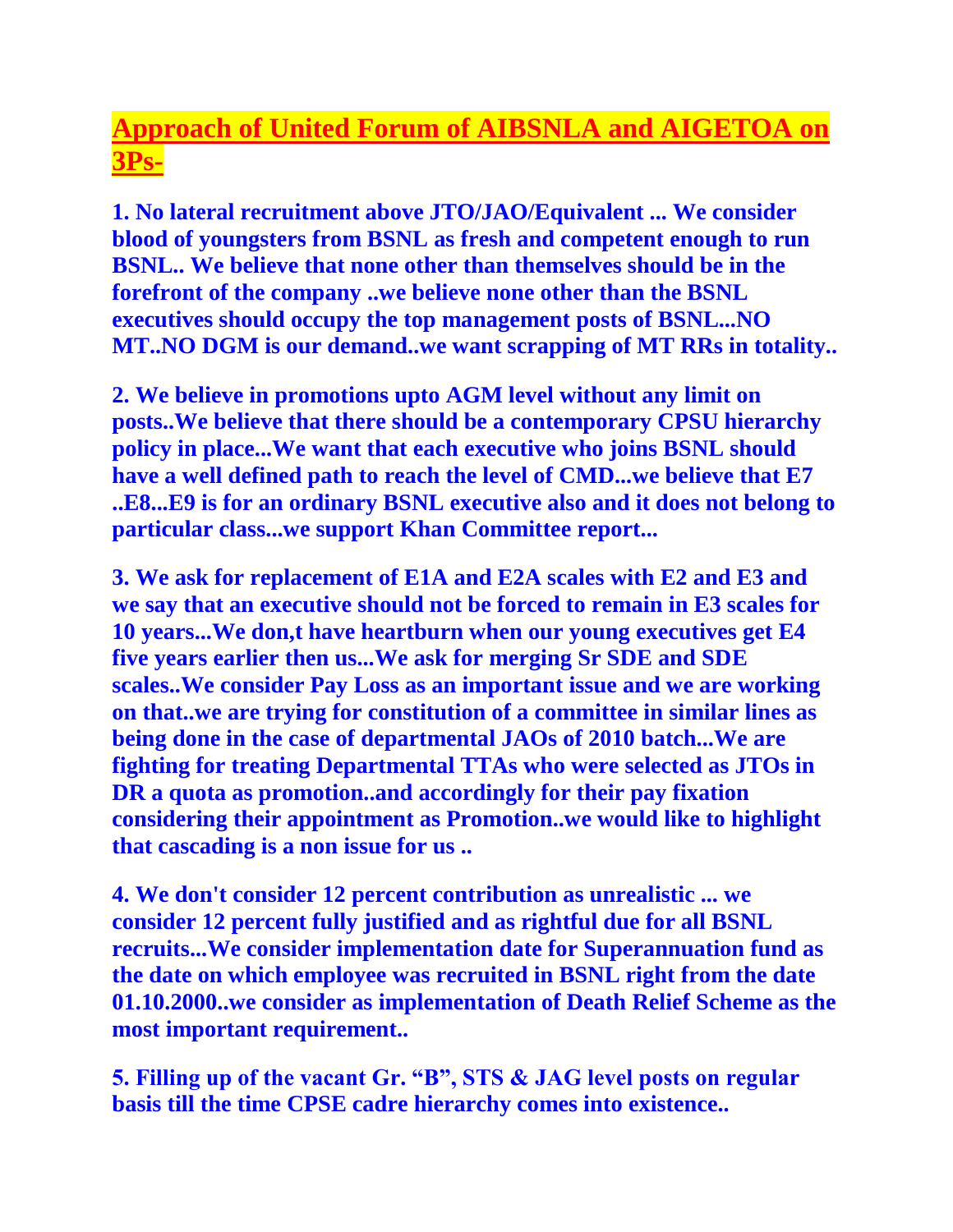## Approach of United Forum of AIBSNLA and AIGETOA on 3Ps-

**1. No lateral recruitment above JTO/JAO/Equivalent ... We consider blood of youngsters from BSNL as fresh and competent enough to run BSNL.. We believe that none other than themselves should be in the forefront of the company ..we believe none other than the BSNL executives should occupy the top management posts of BSNL...NO MT..NO DGM is our demand..we want scrapping of MT RRs in totality..**

**2. We believe in promotions upto AGM level without any limit on posts..We believe that there should be a contemporary CPSU hierarchy policy in place...We want that each executive who joins BSNL should have a well defined path to reach the level of CMD...we believe that E7 ..E8...E9 is for an ordinary BSNL executive also and it does not belong to particular class...we support Khan Committee report...**

**3. We ask for replacement of E1A and E2A scales with E2 and E3 and we say that an executive should not be forced to remain in E3 scales for 10 years...We don,t have heartburn when our young executives get E4 five years earlier then us...We ask for merging Sr SDE and SDE scales..We consider Pay Loss as an important issue and we are working on that..we are trying for constitution of a committee in similar lines as being done in the case of departmental JAOs of 2010 batch...We are fighting for treating Departmental TTAs who were selected as JTOs in DR a quota as promotion..and accordingly for their pay fixation considering their appointment as Promotion..we would like to highlight that cascading is a non issue for us ..**

**4. We don't consider 12 percent contribution as unrealistic ... we consider 12 percent fully justified and as rightful due for all BSNL recruits...We consider implementation date for Superannuation fund as the date on which employee was recruited in BSNL right from the date 01.10.2000..we consider as implementation of Death Relief Scheme as the most important requirement..**

**5. Filling up of the vacant Gr. "B", STS & JAG level posts on regular basis till the time CPSE cadre hierarchy comes into existence..**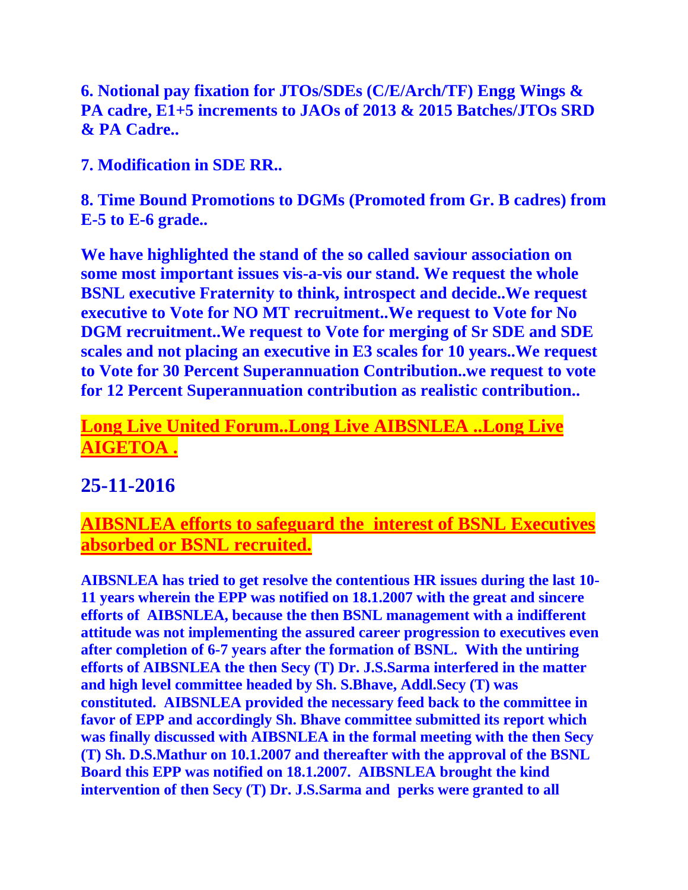**6. Notional pay fixation for JTOs/SDEs (C/E/Arch/TF) Engg Wings & PA cadre, E1+5 increments to JAOs of 2013 & 2015 Batches/JTOs SRD & PA Cadre..**

**7. Modification in SDE RR..**

**8. Time Bound Promotions to DGMs (Promoted from Gr. B cadres) from E-5 to E-6 grade..**

**We have highlighted the stand of the so called saviour association on some most important issues vis-a-vis our stand. We request the whole BSNL executive Fraternity to think, introspect and decide..We request executive to Vote for NO MT recruitment..We request to Vote for No DGM recruitment..We request to Vote for merging of Sr SDE and SDE scales and not placing an executive in E3 scales for 10 years..We request to Vote for 30 Percent Superannuation Contribution..we request to vote for 12 Percent Superannuation contribution as realistic contribution..**

**Long Live United Forum..Long Live AIBSNLEA ..Long Live AIGETOA .**

## 25-11-2016

**AIBSNLEA efforts to safeguard the interest of BSNL Executives absorbed or BSNL recruited.**

**AIBSNLEA has tried to get resolve the contentious HR issues during the last 10-11 years wherein the EPP was notified on 18.1.2007 with the great and sincere efforts of AIBSNLEA, because the then BSNL management with a indifferent attitude was not implementing the assured career progression to executives even after completion of 6-7 years after the formation of BSNL. With the untiring efforts of AIBSNLEA the then Secy (T) Dr. J.S.Sarma interfered in the matter and high level committee headed by Sh. S.Bhave, Addl.Secy (T) was constituted. AIBSNLEA provided the necessary feed back to the committee in favor of EPP and accordingly Sh. Bhave committee submitted its report which was finally discussed with AIBSNLEA in the formal meeting with the then Secy (T) Sh. D.S.Mathur on 10.1.2007 and thereafter with the approval of the BSNL Board this EPP was notified on 18.1.2007. AIBSNLEA brought the kind intervention of then Secy (T) Dr. J.S.Sarma and perks were granted to all**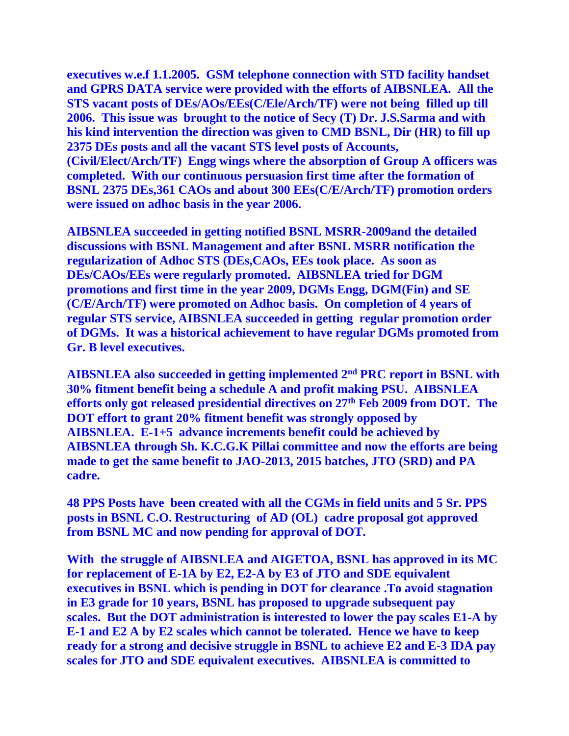**executives w.e.f 1.1.2005. GSM telephone connection with STD facility handset and GPRS DATA service were provided with the efforts of AIBSNLEA. All the STS vacant posts of DEs/AOs/EEs(C/Ele/Arch/TF) were not being filled up till 2006. This issue was brought to the notice of Secy (T) Dr. J.S.Sarma and with his kind intervention the direction was given to CMD BSNL, Dir (HR) to fill up 2375 DEs posts and all the vacant STS level posts of Accounts, (Civil/Elect/Arch/TF) Engg wings where the absorption of Group A officers was completed. With our continuous persuasion first time after the formation of BSNL 2375 DEs,361 CAOs and about 300 EEs(C/E/Arch/TF) promotion orders were issued on adhoc basis in the year 2006.**

**AIBSNLEA succeeded in getting notified BSNL MSRR-2009and the detailed discussions with BSNL Management and after BSNL MSRR notification the regularization of Adhoc STS (DEs,CAOs, EEs took place. As soon as DEs/CAOs/EEs were regularly promoted. AIBSNLEA tried for DGM promotions and first time in the year 2009, DGMs Engg, DGM(Fin) and SE (C/E/Arch/TF) were promoted on Adhoc basis. On completion of 4 years of regular STS service, AIBSNLEA succeeded in getting regular promotion order of DGMs. It was a historical achievement to have regular DGMs promoted from Gr. B level executives.**

**AIBSNLEA also succeeded in getting implemented 2nd PRC report in BSNL with 30% fitment benefit being a schedule A and profit making PSU. AIBSNLEA efforts only got released presidential directives on 27th Feb 2009 from DOT. The DOT effort to grant 20% fitment benefit was strongly opposed by AIBSNLEA. E-1+5 advance increments benefit could be achieved by AIBSNLEA through Sh. K.C.G.K Pillai committee and now the efforts are being made to get the same benefit to JAO-2013, 2015 batches, JTO (SRD) and PA cadre.**

**48 PPS Posts have been created with all the CGMs in field units and 5 Sr. PPS posts in BSNL C.O. Restructuring of AD (OL) cadre proposal got approved from BSNL MC and now pending for approval of DOT.**

**With the struggle of AIBSNLEA and AIGETOA, BSNL has approved in its MC for replacement of E-1A by E2, E2-A by E3 of JTO and SDE equivalent executives in BSNL which is pending in DOT for clearance .To avoid stagnation in E3 grade for 10 years, BSNL has proposed to upgrade subsequent pay scales. But the DOT administration is interested to lower the pay scales E1-A by E-1 and E2 A by E2 scales which cannot be tolerated. Hence we have to keep ready for a strong and decisive struggle in BSNL to achieve E2 and E-3 IDA pay scales for JTO and SDE equivalent executives. AIBSNLEA is committed to**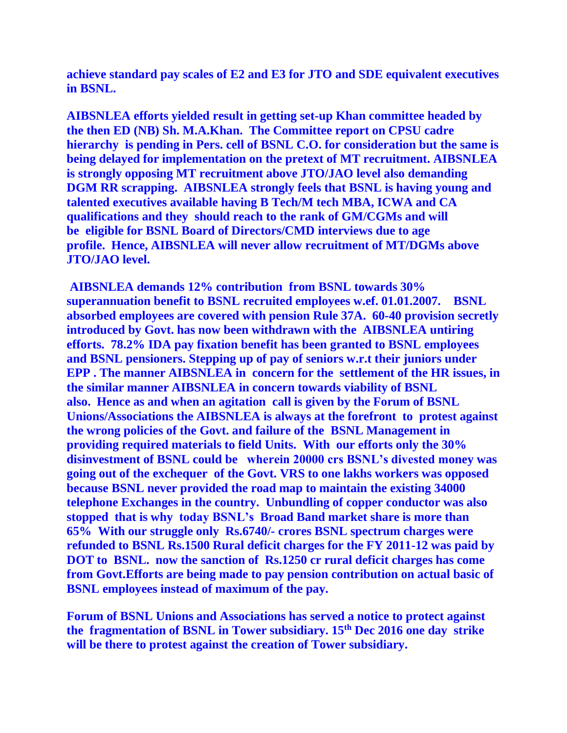**achieve standard pay scales of E2 and E3 for JTO and SDE equivalent executives in BSNL.**

**AIBSNLEA efforts yielded result in getting set-up Khan committee headed by the then ED (NB) Sh. M.A.Khan. The Committee report on CPSU cadre hierarchy is pending in Pers. cell of BSNL C.O. for consideration but the same is being delayed for implementation on the pretext of MT recruitment. AIBSNLEA is strongly opposing MT recruitment above JTO/JAO level also demanding DGM RR scrapping. AIBSNLEA strongly feels that BSNL is having young and talented executives available having B Tech/M tech MBA, ICWA and CA qualifications and they should reach to the rank of GM/CGMs and will be eligible for BSNL Board of Directors/CMD interviews due to age profile. Hence, AIBSNLEA will never allow recruitment of MT/DGMs above JTO/JAO level.**

**AIBSNLEA demands 12% contribution from BSNL towards 30% superannuation benefit to BSNL recruited employees w.e.f. 01.01.2007. BSNL absorbed employees are covered with pension Rule 37A. 60-40 provision secretly introduced by Govt. has now been withdrawn with the AIBSNLEA untiring efforts. 78.2% IDA pay fixation benefit has been granted to BSNL employees and BSNL pensioners. Stepping up of pay of seniors w.r.t their juniors under EPP . The manner AIBSNLEA in concern for the settlement of the HR issues, in the similar manner AIBSNLEA in concern towards viability of BSNL also. Hence as and when an agitation call is given by the Forum of BSNL Unions/Associations the AIBSNLEA is always at the forefront to protest against the wrong policies of the Govt. and failure of the BSNL Management in providing required materials to field Units. With our efforts only the 30% disinvestment of BSNL could be wherein 20000 crs BSNL's divested money was going out of the exchequer of the Govt. VRS to one lakhs workers was opposed because BSNL never provided the road map to maintain the existing 34000 telephone Exchanges in the country. Unbundling of copper conductor was also stopped that is why today BSNL's Broad Band market share is more than 65% With our struggle only Rs.6740/- crores BSNL spectrum charges were refunded to BSNL Rs.1500 Rural deficit charges for the FY 2011-12 was paid by DOT to BSNL. now the sanction of Rs.1250 cr rural deficit charges has come from Govt.Efforts are being made to pay pension contribution on actual basic of BSNL employees instead of maximum of the pay.**

**Forum of BSNL Unions and Associations has served a notice to protect against the fragmentation of BSNL in Tower subsidiary. 15th Dec 2016 one day strike will be there to protest against the creation of Tower subsidiary.**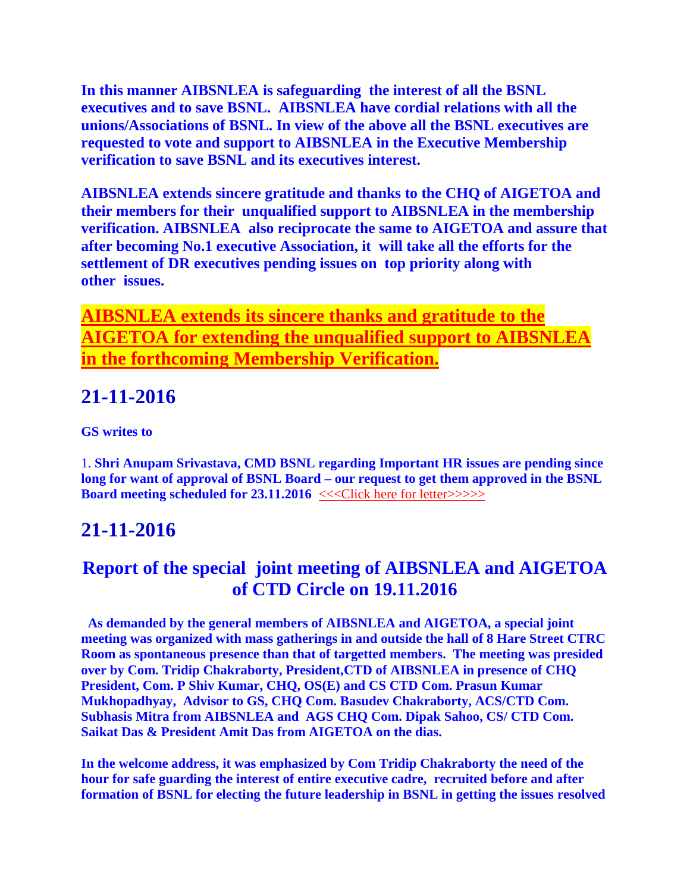**In this manner AIBSNLEA is safeguarding the interest of all the BSNL executives and to save BSNL. AIBSNLEA have cordial relations with all the unions/Associations of BSNL. In view of the above all the BSNL executives are requested to vote and support to AIBSNLEA in the Executive Membership verification to save BSNL and its executives interest.**

**AIBSNLEA extends sincere gratitude and thanks to the CHQ of AIGETOA and their members for their unqualified support to AIBSNLEA in the membership verification. AIBSNLEA also reciprocate the same to AIGETOA and assure that after becoming No.1 executive Association, it will take all the efforts for the settlement of DR executives pending issues on top priority along with other issues.**

**AIBSNLEA extends its sincere thanks and gratitude to the AIGETOA for extending the unqualified support to AIBSNLEA in the forthcoming Membership Verification.**

## 21-11-2016

**GS writes to**

1. **Shri Anupam Srivastava, CMD BSNL regarding Important HR issues are pending since long for want of approval of BSNL Board – our request to get them approved in the BSNL Board meeting scheduled for 23.11.2016** <<<Click here for letter>>>>>

## 21-11-2016

## Report of the special joint meeting of AIBSNLEA and AIGETOA of CTD Circle on 19.11.2016

**As demanded by the general members of AIBSNLEA and AIGETOA, a special joint meeting was organized with mass gatherings in and outside the hall of 8 Hare Street CTRC Room as spontaneous presence than that of targetted members. The meeting was presided over by Com. Tridip Chakraborty, President,CTD of AIBSNLEA in presence of CHQ President, Com. P Shiv Kumar, CHQ, OS(E) and CS CTD Com. Prasun Kumar Mukhopadhyay, Advisor to GS, CHQ Com. Basudev Chakraborty, ACS/CTD Com. Subhasis Mitra from AIBSNLEA and AGS CHQ Com. Dipak Sahoo, CS/ CTD Com. Saikat Das & President Amit Das from AIGETOA on the dias.**

**In the welcome address, it was emphasized by Com Tridip Chakraborty the need of the hour for safe guarding the interest of entire executive cadre, recruited before and after formation of BSNL for electing the future leadership in BSNL in getting the issues resolved**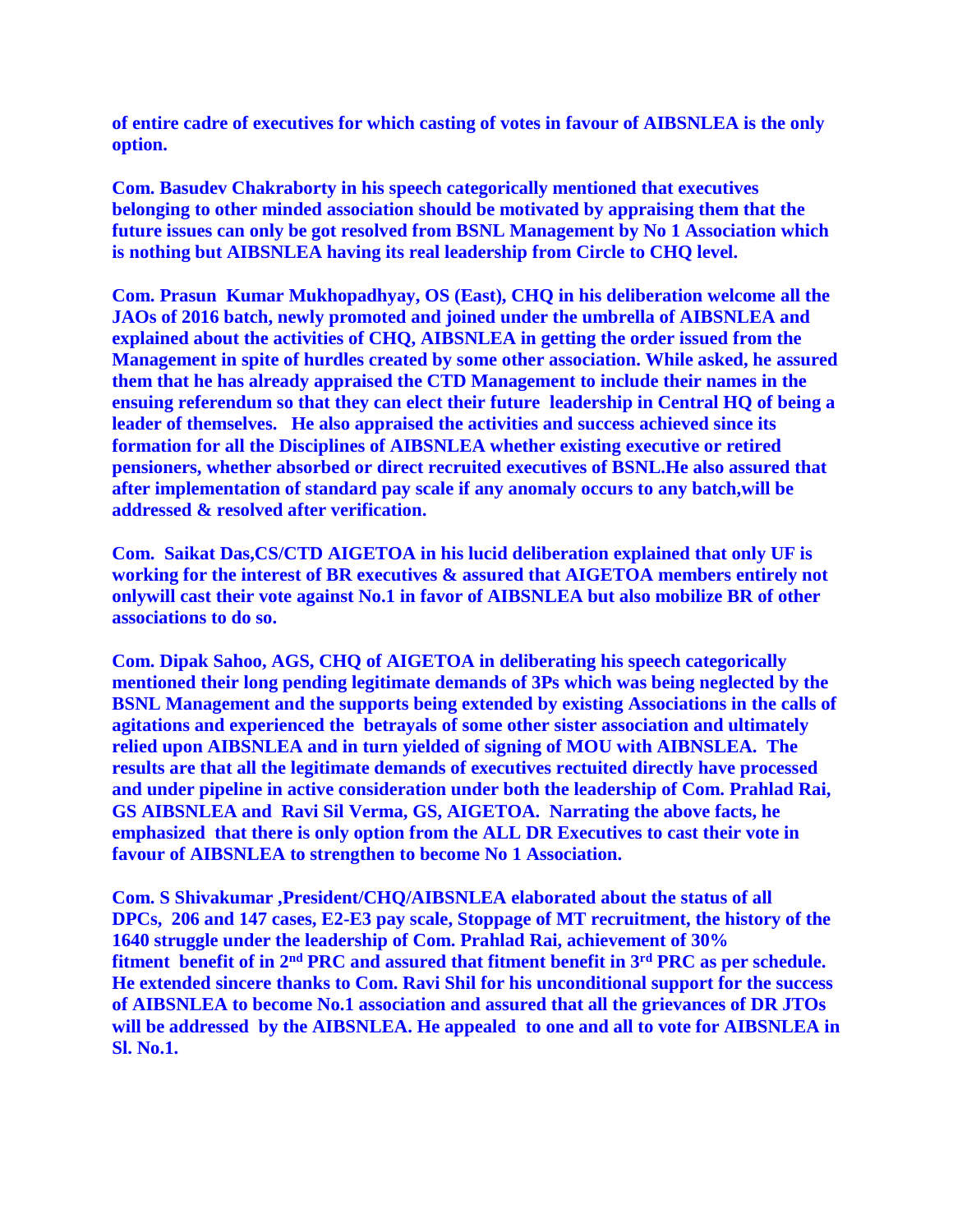**of entire cadre of executives for which casting of votes in favour of AIBSNLEA is the only option.**

**Com. Basudev Chakraborty in his speech categorically mentioned that executives belonging to other minded association should be motivated by appraising them that the future issues can only be got resolved from BSNL Management by No 1 Association which is nothing but AIBSNLEA having its real leadership from Circle to CHQ level.**

**Com. Prasun Kumar Mukhopadhyay, OS (East), CHQ in his deliberation welcome all the JAOs of 2016 batch, newly promoted and joined under the umbrella of AIBSNLEA and explained about the activities of CHQ, AIBSNLEA in getting the order issued from the Management in spite of hurdles created by some other association. While asked, he assured them that he has already appraised the CTD Management to include their names in the ensuing referendum so that they can elect their future leadership in Central HQ of being a leader of themselves. He also appraised the activities and success achieved since its formation for all the Disciplines of AIBSNLEA whether existing executive or retired pensioners, whether absorbed or direct recruited executives of BSNL.He also assured that after implementation of standard pay scale if any anomaly occurs to any batch,will be addressed & resolved after verification.**

**Com. Saikat Das,CS/CTD AIGETOA in his lucid deliberation explained that only UF is working for the interest of BR executives & assured that AIGETOA members entirely not onlywill cast their vote against No.1 in favor of AIBSNLEA but also mobilize BR of other associations to do so.**

**Com. Dipak Sahoo, AGS, CHQ of AIGETOA in deliberating his speech categorically mentioned their long pending legitimate demands of 3Ps which was being neglected by the BSNL Management and the supports being extended by existing Associations in the calls of agitations and experienced the betrayals of some other sister association and ultimately relied upon AIBSNLEA and in turn yielded of signing of MOU with AIBNSLEA. The results are that all the legitimate demands of executives rectuited directly have processed and under pipeline in active consideration under both the leadership of Com. Prahlad Rai, GS AIBSNLEA and Ravi Sil Verma, GS, AIGETOA. Narrating the above facts, he emphasized that there is only option from the ALL DR Executives to cast their vote in favour of AIBSNLEA to strengthen to become No 1 Association.**

**Com. S Shivakumar ,President/CHQ/AIBSNLEA elaborated about the status of all DPCs, 206 and 147 cases, E2-E3 pay scale, Stoppage of MT recruitment, the history of the 1640 struggle under the leadership of Com. Prahlad Rai, achievement of 30% fitment benefit of in 2nd PRC and assured that fitment benefit in 3rd PRC as per schedule. He extended sincere thanks to Com. Ravi Shil for his unconditional support for the success of AIBSNLEA to become No.1 association and assured that all the grievances of DR JTOs will be addressed by the AIBSNLEA. He appealed to one and all to vote for AIBSNLEA in Sl. No.1.**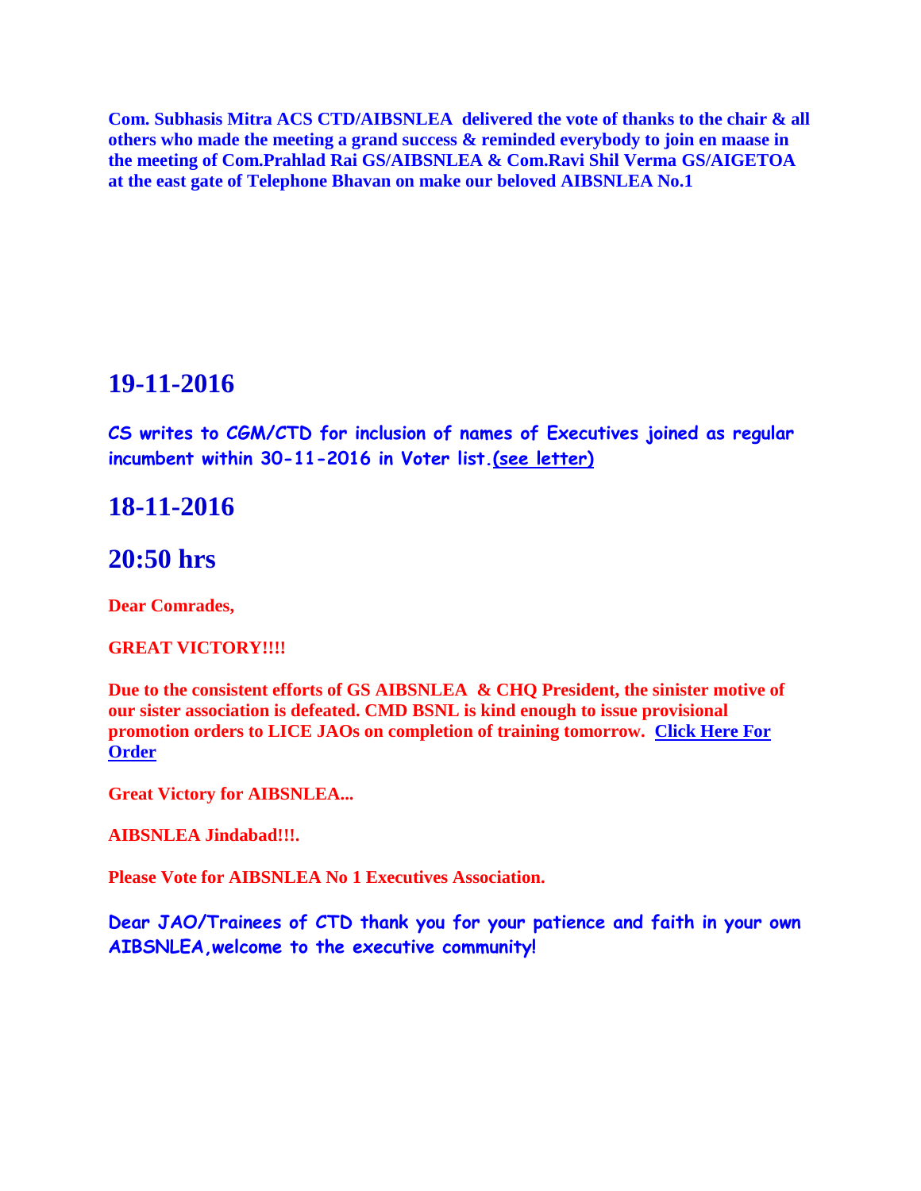**Com. Subhasis Mitra ACS CTD/AIBSNLEA delivered the vote of thanks to the chair & all others who made the meeting a grand success & reminded everybody to join en maase in the meeting of Com.Prahlad Rai GS/AIBSNLEA & Com.Ravi Shil Verma GS/AIGETOA at the east gate of Telephone Bhavan on make our beloved AIBSNLEA No.1**

## 19-11-2016

**CS writes to CGM/CTD for inclusion of names of Executives joined as regular incumbent within 30-11-2016 in Voter list.(see letter)**

## 18-11-2016

## 20:50 hrs

**Dear Comrades,**

**GREAT VICTORY!!!!**

**Due to the consistent efforts of GS AIBSNLEA & CHQ President, the sinister motive of our sister association is defeated. CMD BSNL is kind enough to issue provisional promotion orders to LICE JAOs on completion of training tomorrow. Click Here For Order**

**Great Victory for AIBSNLEA...**

**AIBSNLEA Jindabad!!!.**

**Please Vote for AIBSNLEA No 1 Executives Association.**

**Dear JAO/Trainees of CTD thank you for your patience and faith in your own AIBSNLEA,welcome to the executive community!**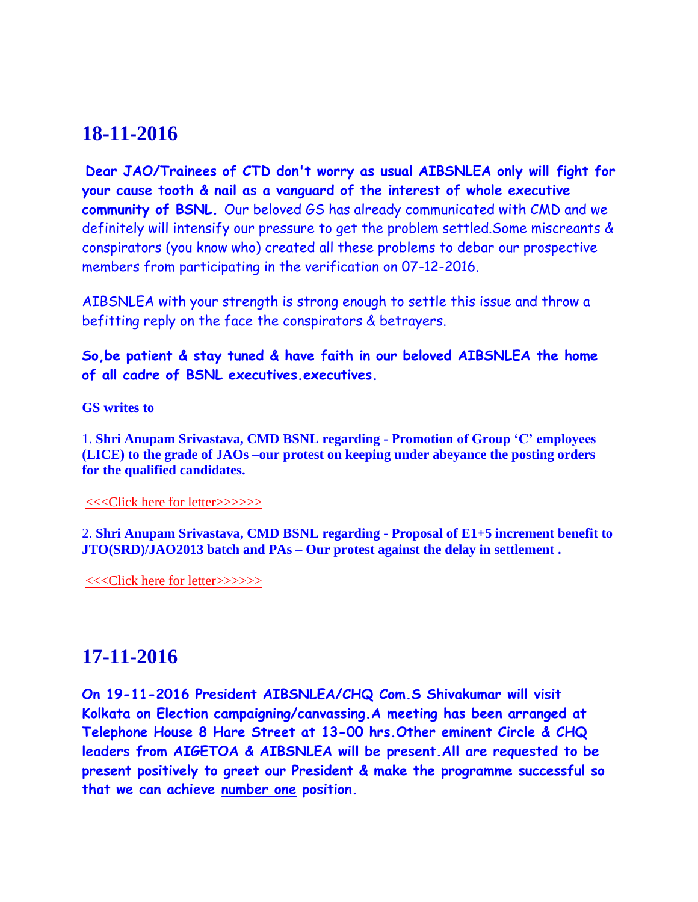## 18-11-2016

**Dear JAO/Trainees of CTD don't worry as usual AIBSNLEA only will fight for your cause tooth & nail as a vanguard of the interest of whole executive community of BSNL.** Our beloved GS has already communicated with CMD and we definitely will intensify our pressure to get the problem settled.Some miscreants & conspirators (you know who) created all these problems to debar our prospective members from participating in the verification on 07-12-2016.

AIBSNLEA with your strength is strong enough to settle this issue and throw a befitting reply on the face the conspirators & betrayers.

**So,be patient & stay tuned & have faith in our beloved AIBSNLEA the home of all cadre of BSNL executives.executives.**

**GS writes to**

1. **Shri Anupam Srivastava, CMD BSNL regarding - Promotion of Group 'C' employees (LICE) to the grade of JAOs –our protest on keeping under abeyance the posting orders for the qualified candidates.**

<<<Click here for letter>>>>>>

2. **Shri Anupam Srivastava, CMD BSNL regarding - Proposal of E1+5 increment benefit to JTO(SRD)/JAO2013 batch and PAs – Our protest against the delay in settlement .**

<<<Click here for letter>>>>>>

## 17-11-2016

**On 19-11-2016 President AIBSNLEA/CHQ Com.S Shivakumar will visit Kolkata on Election campaigning/canvassing.A meeting has been arranged at Telephone House 8 Hare Street at 13-00 hrs.Other eminent Circle & CHQ leaders from AIGETOA & AIBSNLEA will be present.All are requested to be present positively to greet our President & make the programme successful so that we can achieve number one position.**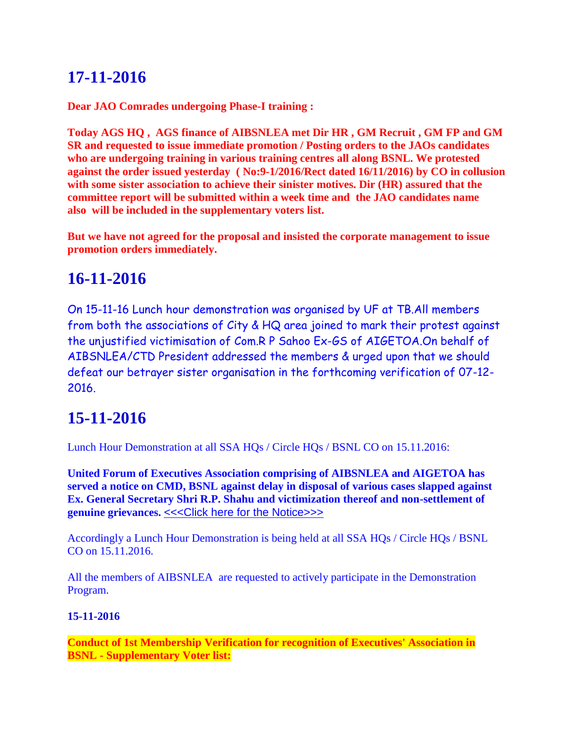# 17-11-2016

**Dear JAO Comrades undergoing Phase-I training :**

**Today AGS HQ , AGS finance of AIBSNLEA met Dir HR , GM Recruit , GM FP and GM SR and requested to issue immediate promotion / Posting orders to the JAOs candidates who are undergoing training in various training centres all along BSNL. We protested against the order issued yesterday ( No:9-1/2016/Rect dated 16/11/2016) by CO in collusion with some sister association to achieve their sinister motives. Dir (HR) assured that the committee report will be submitted within a week time and the JAO candidates name also will be included in the supplementary voters list.**

**But we have not agreed for the proposal and insisted the corporate management to issue promotion orders immediately.**

# 16-11-2016

On 15-11-16 Lunch hour demonstration was organised by UF at TB.All members from both the associations of City & HQ area joined to mark their protest against the unjustified victimisation of Com.R P Sahoo Ex-GS of AIGETOA.On behalf of AIBSNLEA/CTD President addressed the members & urged upon that we should defeat our betrayer sister organisation in the forthcoming verification of 07-12-2016.

# 15-11-2016

Lunch Hour Demonstration at all SSA HQs / Circle HQs / BSNL CO on 15.11.2016:

**United Forum of Executives Association comprising of AIBSNLEA and AIGETOA has served a notice on CMD, BSNL against delay in disposal of various cases slapped against Ex. General Secretary Shri R.P. Shahu and victimization thereof and non-settlement of genuine grievances.** <<<Click here for the Notice>>>

Accordingly a Lunch Hour Demonstration is being held at all SSA HQs / Circle HQs / BSNL CO on 15.11.2016.

All the members of AIBSNLEA are requested to actively participate in the Demonstration Program.

**15-11-2016**

**Conduct of 1st Membership Verification for recognition of Executives' Association in BSNL - Supplementary Voter list:**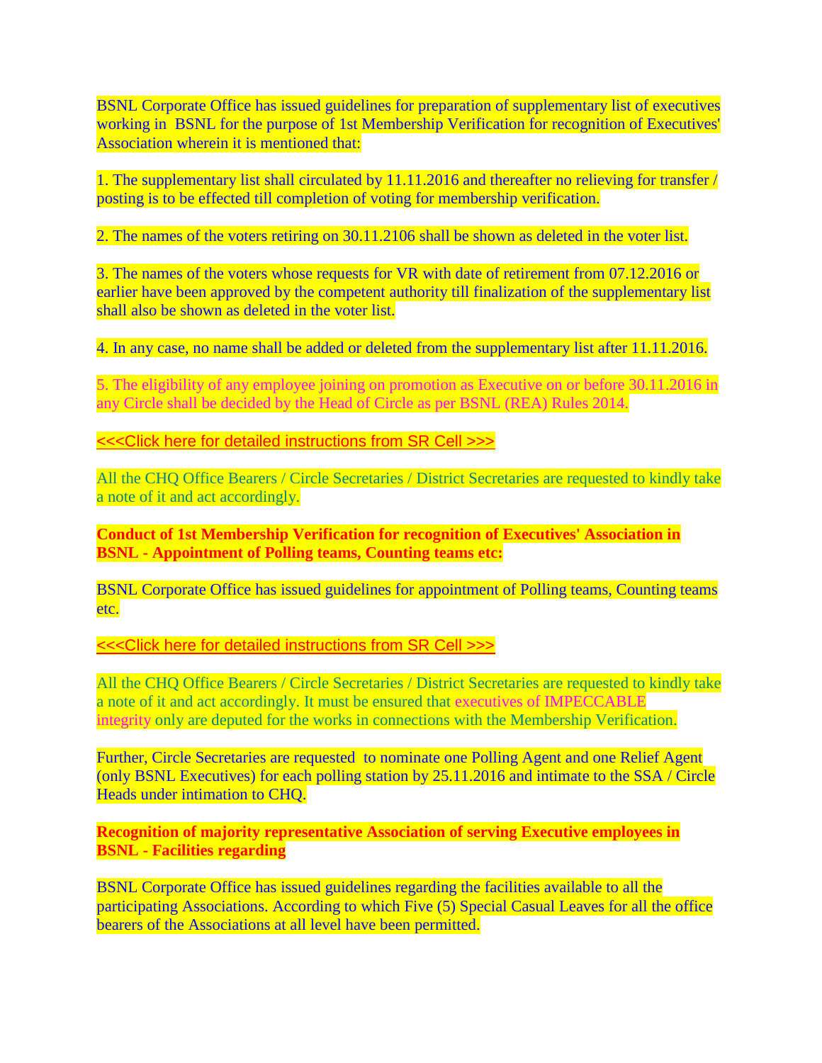BSNL Corporate Office has issued guidelines for preparation of supplementary list of executives working in BSNL for the purpose of 1st Membership Verification for recognition of Executives' Association wherein it is mentioned that:

1. The supplementary list shall circulated by 11.11.2016 and thereafter no relieving for transfer / posting is to be effected till completion of voting for membership verification.

2. The names of the voters retiring on 30.11.2106 shall be shown as deleted in the voter list.

3. The names of the voters whose requests for VR with date of retirement from 07.12.2016 or earlier have been approved by the competent authority till finalization of the supplementary list shall also be shown as deleted in the voter list.

4. In any case, no name shall be added or deleted from the supplementary list after 11.11.2016.

5. The eligibility of any employee joining on promotion as Executive on or before 30.11.2016 in any Circle shall be decided by the Head of Circle as per BSNL (REA) Rules 2014.

<<<Click here for detailed instructions from SR Cell >>>

All the CHQ Office Bearers / Circle Secretaries / District Secretaries are requested to kindly take a note of it and act accordingly.

**Conduct of 1st Membership Verification for recognition of Executives' Association in BSNL - Appointment of Polling teams, Counting teams etc:**

BSNL Corporate Office has issued guidelines for appointment of Polling teams, Counting teams etc.

<<<Click here for detailed instructions from SR Cell >>>

All the CHQ Office Bearers / Circle Secretaries / District Secretaries are requested to kindly take a note of it and act accordingly. It must be ensured that executives of IMPECCABLE integrity only are deputed for the works in connections with the Membership Verification.

Further, Circle Secretaries are requested to nominate one Polling Agent and one Relief Agent (only BSNL Executives) for each polling station by 25.11.2016 and intimate to the SSA / Circle Heads under intimation to CHQ.

**Recognition of majority representative Association of serving Executive employees in BSNL - Facilities regarding**

BSNL Corporate Office has issued guidelines regarding the facilities available to all the participating Associations. According to which Five (5) Special Casual Leaves for all the office bearers of the Associations at all level have been permitted.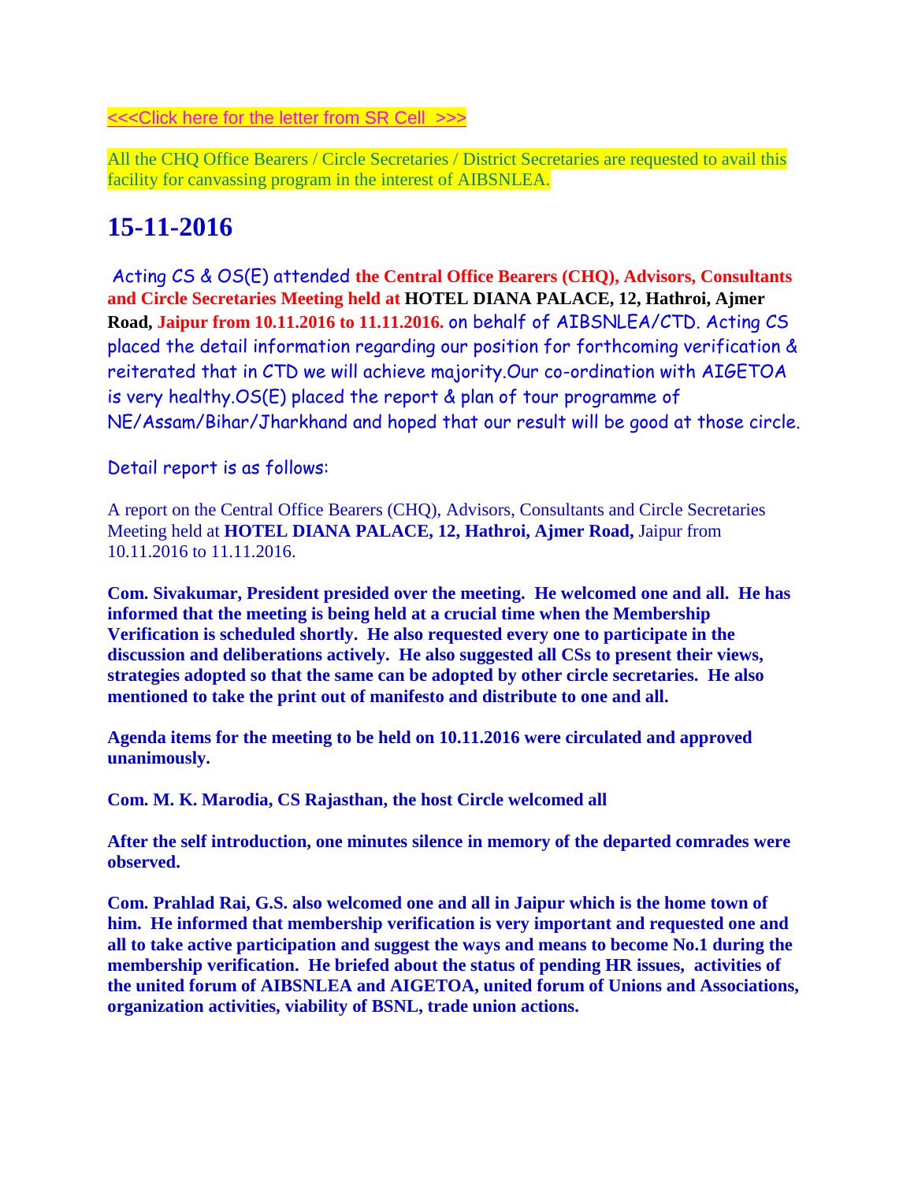<<<Click here for the letter from SR Cell >>>

All the CHQ Office Bearers / Circle Secretaries / District Secretaries are requested to avail this facility for canvassing program in the interest of AIBSNLEA.

## 15-11-2016

Acting CS & OS(E) attended **the Central Office Bearers (CHQ), Advisors, Consultants and Circle Secretaries Meeting held at HOTEL DIANA PALACE, 12, Hathroi, Ajmer Road, Jaipur from 10.11.2016 to 11.11.2016.** on behalf of AIBSNLEA/CTD. Acting CS placed the detail information regarding our position for forthcoming verification & reiterated that in CTD we will achieve majority.Our co-ordination with AIGETOA is very healthy.OS(E) placed the report & plan of tour programme of NE/Assam/Bihar/Jharkhand and hoped that our result will be good at those circle.

Detail report is as follows:

A report on the Central Office Bearers (CHQ), Advisors, Consultants and Circle Secretaries Meeting held at **HOTEL DIANA PALACE, 12, Hathroi, Ajmer Road,** Jaipur from 10.11.2016 to 11.11.2016.

**Com. Sivakumar, President presided over the meeting. He welcomed one and all. He has informed that the meeting is being held at a crucial time when the Membership Verification is scheduled shortly. He also requested every one to participate in the discussion and deliberations actively. He also suggested all CSs to present their views, strategies adopted so that the same can be adopted by other circle secretaries. He also mentioned to take the print out of manifesto and distribute to one and all.**

**Agenda items for the meeting to be held on 10.11.2016 were circulated and approved unanimously.**

**Com. M. K. Marodia, CS Rajasthan, the host Circle welcomed all**

**After the self introduction, one minutes silence in memory of the departed comrades were observed.**

**Com. Prahlad Rai, G.S. also welcomed one and all in Jaipur which is the home town of him. He informed that membership verification is very important and requested one and all to take active participation and suggest the ways and means to become No.1 during the membership verification. He briefed about the status of pending HR issues, activities of the united forum of AIBSNLEA and AIGETOA, united forum of Unions and Associations, organization activities, viability of BSNL, trade union actions.**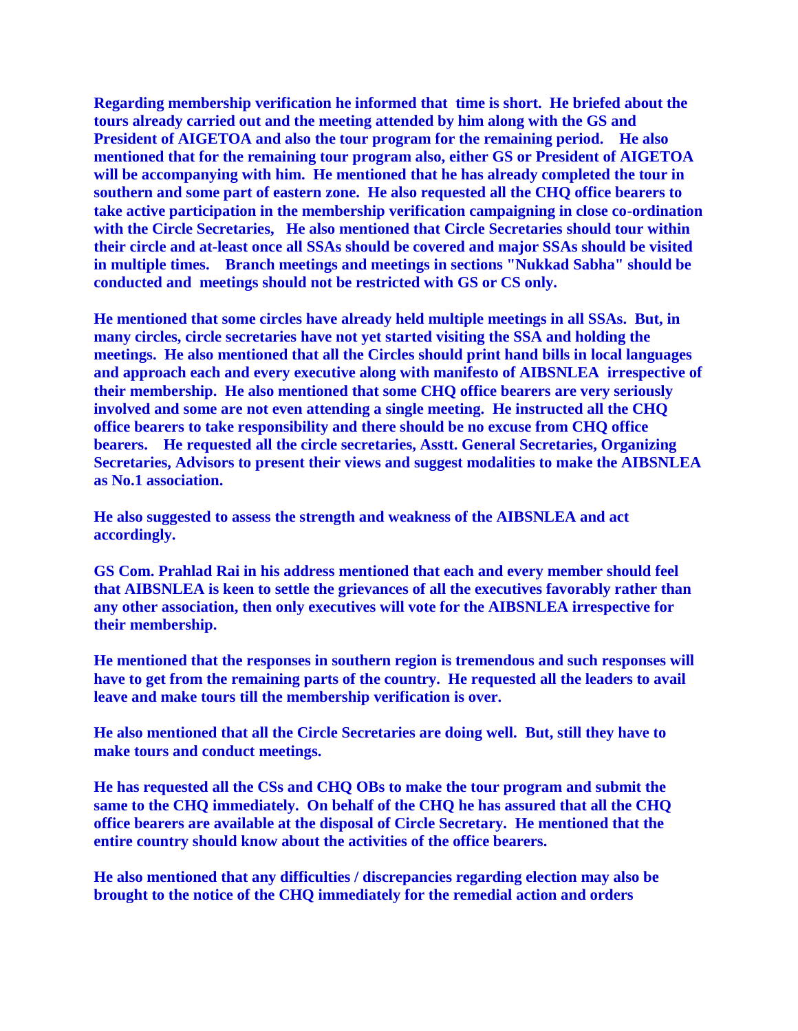**Regarding membership verification he informed that time is short. He briefed about the tours already carried out and the meeting attended by him along with the GS and President of AIGETOA and also the tour program for the remaining period. He also mentioned that for the remaining tour program also, either GS or President of AIGETOA will be accompanying with him. He mentioned that he has already completed the tour in southern and some part of eastern zone. He also requested all the CHQ office bearers to take active participation in the membership verification campaigning in close co-ordination with the Circle Secretaries, He also mentioned that Circle Secretaries should tour within their circle and at-least once all SSAs should be covered and major SSAs should be visited in multiple times. Branch meetings and meetings in sections "Nukkad Sabha" should be conducted and meetings should not be restricted with GS or CS only.**

**He mentioned that some circles have already held multiple meetings in all SSAs. But, in many circles, circle secretaries have not yet started visiting the SSA and holding the meetings. He also mentioned that all the Circles should print hand bills in local languages and approach each and every executive along with manifesto of AIBSNLEA irrespective of their membership. He also mentioned that some CHQ office bearers are very seriously involved and some are not even attending a single meeting. He instructed all the CHQ office bearers to take responsibility and there should be no excuse from CHQ office bearers. He requested all the circle secretaries, Asstt. General Secretaries, Organizing Secretaries, Advisors to present their views and suggest modalities to make the AIBSNLEA as No.1 association.**

**He also suggested to assess the strength and weakness of the AIBSNLEA and act accordingly.**

**GS Com. Prahlad Rai in his address mentioned that each and every member should feel that AIBSNLEA is keen to settle the grievances of all the executives favorably rather than any other association, then only executives will vote for the AIBSNLEA irrespective for their membership.**

**He mentioned that the responses in southern region is tremendous and such responses will have to get from the remaining parts of the country. He requested all the leaders to avail leave and make tours till the membership verification is over.**

**He also mentioned that all the Circle Secretaries are doing well. But, still they have to make tours and conduct meetings.**

**He has requested all the CSs and CHQ OBs to make the tour program and submit the same to the CHQ immediately. On behalf of the CHQ he has assured that all the CHQ office bearers are available at the disposal of Circle Secretary. He mentioned that the entire country should know about the activities of the office bearers.**

**He also mentioned that any difficulties / discrepancies regarding election may also be brought to the notice of the CHQ immediately for the remedial action and orders**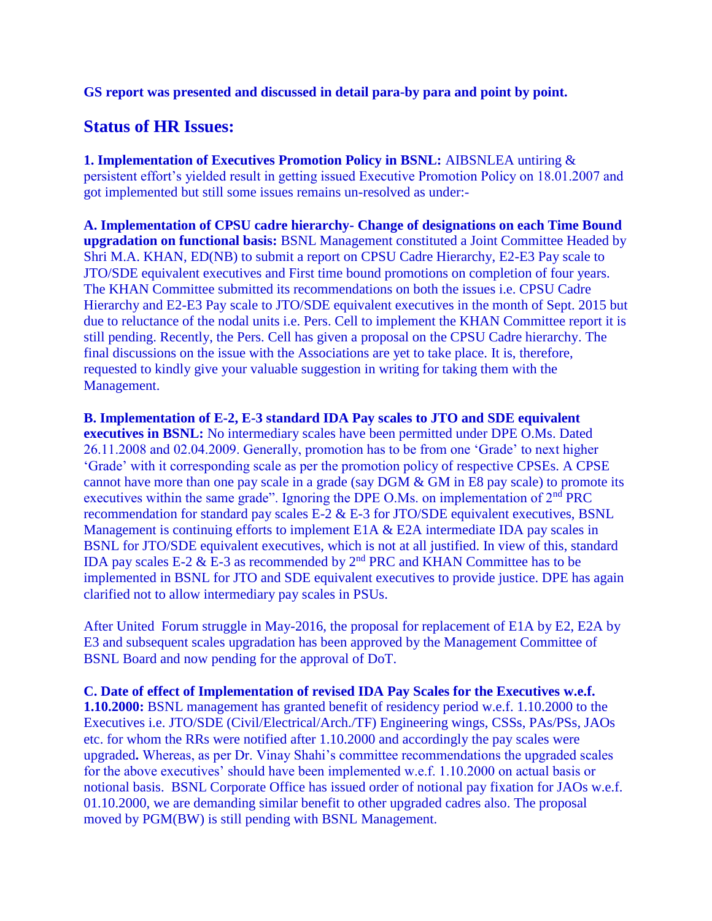**GS report was presented and discussed in detail para-by para and point by point.**

## Status of HR Issues:

**1. Implementation of Executives Promotion Policy in BSNL:** AIBSNLEA untiring & persistent effort's yielded result in getting issued Executive Promotion Policy on 18.01.2007 and got implemented but still some issues remains un-resolved as under:-

**A. Implementation of CPSU cadre hierarchy- Change of designations on each Time Bound upgradation on functional basis:** BSNL Management constituted a Joint Committee Headed by Shri M.A. KHAN, ED(NB) to submit a report on CPSU Cadre Hierarchy, E2-E3 Pay scale to JTO/SDE equivalent executives and First time bound promotions on completion of four years. The KHAN Committee submitted its recommendations on both the issues i.e. CPSU Cadre Hierarchy and E2-E3 Pay scale to JTO/SDE equivalent executives in the month of Sept. 2015 but due to reluctance of the nodal units i.e. Pers. Cell to implement the KHAN Committee report it is still pending. Recently, the Pers. Cell has given a proposal on the CPSU Cadre hierarchy. The final discussions on the issue with the Associations are yet to take place. It is, therefore, requested to kindly give your valuable suggestion in writing for taking them with the Management.

**B. Implementation of E-2, E-3 standard IDA Pay scales to JTO and SDE equivalent executives in BSNL:** No intermediary scales have been permitted under DPE O.Ms. Dated 26.11.2008 and 02.04.2009. Generally, promotion has to be from one 'Grade' to next higher 'Grade' with it corresponding scale as per the promotion policy of respective CPSEs. A CPSE cannot have more than one pay scale in a grade (say DGM & GM in E8 pay scale) to promote its executives within the same grade". Ignoring the DPE O.Ms. on implementation of 2nd PRC recommendation for standard pay scales E-2 & E-3 for JTO/SDE equivalent executives, BSNL Management is continuing efforts to implement E1A & E2A intermediate IDA pay scales in BSNL for JTO/SDE equivalent executives, which is not at all justified. In view of this, standard IDA pay scales E-2 & E-3 as recommended by 2nd PRC and KHAN Committee has to be implemented in BSNL for JTO and SDE equivalent executives to provide justice. DPE has again clarified not to allow intermediary pay scales in PSUs.

After United Forum struggle in May-2016, the proposal for replacement of E1A by E2, E2A by E3 and subsequent scales upgradation has been approved by the Management Committee of BSNL Board and now pending for the approval of DoT.

**C. Date of effect of Implementation of revised IDA Pay Scales for the Executives w.e.f. 1.10.2000:** BSNL management has granted benefit of residency period w.e.f. 1.10.2000 to the Executives i.e. JTO/SDE (Civil/Electrical/Arch./TF) Engineering wings, CSSs, PAs/PSs, JAOs etc. for whom the RRs were notified after 1.10.2000 and accordingly the pay scales were upgraded**.** Whereas, as per Dr. Vinay Shahi's committee recommendations the upgraded scales for the above executives' should have been implemented w.e.f. 1.10.2000 on actual basis or notional basis. BSNL Corporate Office has issued order of notional pay fixation for JAOs w.e.f. 01.10.2000, we are demanding similar benefit to other upgraded cadres also. The proposal moved by PGM(BW) is still pending with BSNL Management.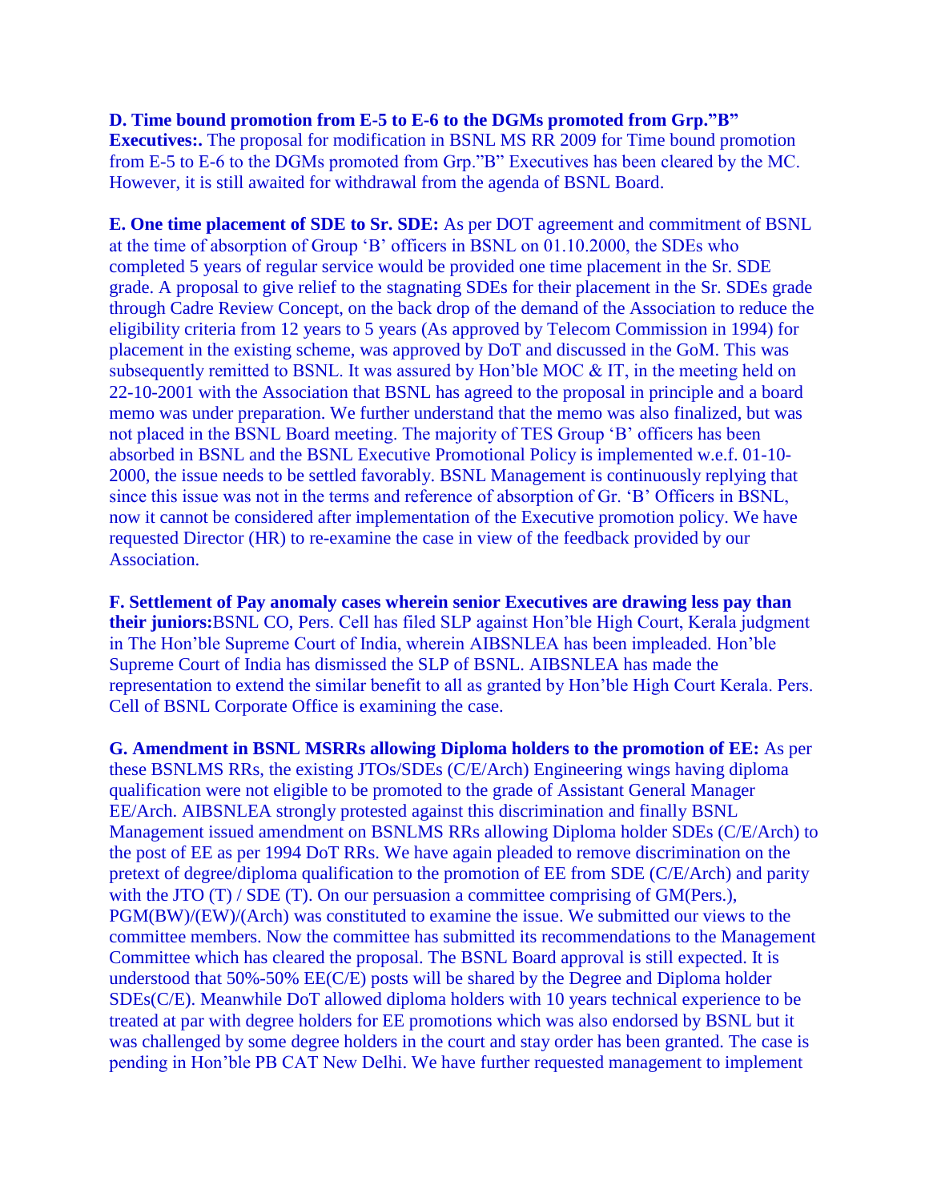**D. Time bound promotion from E-5 to E-6 to the DGMs promoted from Grp."B" Executives:.** The proposal for modification in BSNL MS RR 2009 for Time bound promotion from E-5 to E-6 to the DGMs promoted from Grp."B" Executives has been cleared by the MC. However, it is still awaited for withdrawal from the agenda of BSNL Board.

**E. One time placement of SDE to Sr. SDE:** As per DOT agreement and commitment of BSNL at the time of absorption of Group 'B' officers in BSNL on 01.10.2000, the SDEs who completed 5 years of regular service would be provided one time placement in the Sr. SDE grade. A proposal to give relief to the stagnating SDEs for their placement in the Sr. SDEs grade through Cadre Review Concept, on the back drop of the demand of the Association to reduce the eligibility criteria from 12 years to 5 years (As approved by Telecom Commission in 1994) for placement in the existing scheme, was approved by DoT and discussed in the GoM. This was subsequently remitted to BSNL. It was assured by Hon'ble MOC & IT, in the meeting held on 22-10-2001 with the Association that BSNL has agreed to the proposal in principle and a board memo was under preparation. We further understand that the memo was also finalized, but was not placed in the BSNL Board meeting. The majority of TES Group 'B' officers has been absorbed in BSNL and the BSNL Executive Promotional Policy is implemented w.e.f. 01-10-2000, the issue needs to be settled favorably. BSNL Management is continuously replying that since this issue was not in the terms and reference of absorption of Gr. 'B' Officers in BSNL, now it cannot be considered after implementation of the Executive promotion policy. We have requested Director (HR) to re-examine the case in view of the feedback provided by our Association.

**F. Settlement of Pay anomaly cases wherein senior Executives are drawing less pay than their juniors:**BSNL CO, Pers. Cell has filed SLP against Hon'ble High Court, Kerala judgment in The Hon'ble Supreme Court of India, wherein AIBSNLEA has been impleaded. Hon'ble Supreme Court of India has dismissed the SLP of BSNL. AIBSNLEA has made the representation to extend the similar benefit to all as granted by Hon'ble High Court Kerala. Pers. Cell of BSNL Corporate Office is examining the case.

**G. Amendment in BSNL MSRRs allowing Diploma holders to the promotion of EE:** As per these BSNLMS RRs, the existing JTOs/SDEs (C/E/Arch) Engineering wings having diploma qualification were not eligible to be promoted to the grade of Assistant General Manager EE/Arch. AIBSNLEA strongly protested against this discrimination and finally BSNL Management issued amendment on BSNLMS RRs allowing Diploma holder SDEs (C/E/Arch) to the post of EE as per 1994 DoT RRs. We have again pleaded to remove discrimination on the pretext of degree/diploma qualification to the promotion of EE from SDE (C/E/Arch) and parity with the JTO (T) / SDE (T). On our persuasion a committee comprising of GM(Pers.), PGM(BW)/(EW)/(Arch) was constituted to examine the issue. We submitted our views to the committee members. Now the committee has submitted its recommendations to the Management Committee which has cleared the proposal. The BSNL Board approval is still expected. It is understood that 50%-50% EE(C/E) posts will be shared by the Degree and Diploma holder SDEs(C/E). Meanwhile DoT allowed diploma holders with 10 years technical experience to be treated at par with degree holders for EE promotions which was also endorsed by BSNL but it was challenged by some degree holders in the court and stay order has been granted. The case is pending in Hon'ble PB CAT New Delhi. We have further requested management to implement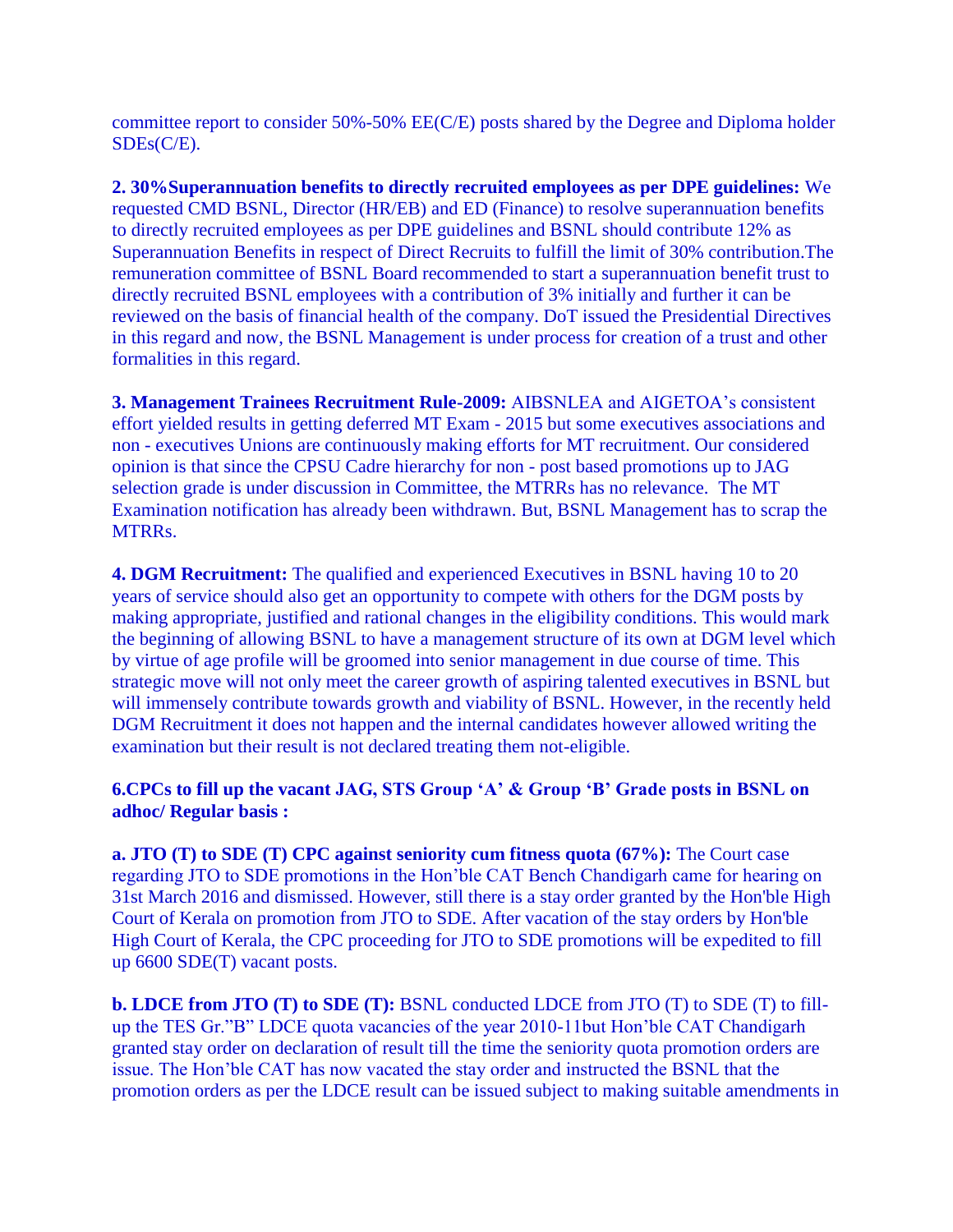committee report to consider 50%-50% EE(C/E) posts shared by the Degree and Diploma holder SDEs(C/E).

**2. 30%Superannuation benefits to directly recruited employees as per DPE guidelines:** We requested CMD BSNL, Director (HR/EB) and ED (Finance) to resolve superannuation benefits to directly recruited employees as per DPE guidelines and BSNL should contribute 12% as Superannuation Benefits in respect of Direct Recruits to fulfill the limit of 30% contribution.The remuneration committee of BSNL Board recommended to start a superannuation benefit trust to directly recruited BSNL employees with a contribution of 3% initially and further it can be reviewed on the basis of financial health of the company. DoT issued the Presidential Directives in this regard and now, the BSNL Management is under process for creation of a trust and other formalities in this regard.

**3. Management Trainees Recruitment Rule-2009:** AIBSNLEA and AIGETOA's consistent effort yielded results in getting deferred MT Exam - 2015 but some executives associations and non - executives Unions are continuously making efforts for MT recruitment. Our considered opinion is that since the CPSU Cadre hierarchy for non - post based promotions up to JAG selection grade is under discussion in Committee, the MTRRs has no relevance. The MT Examination notification has already been withdrawn. But, BSNL Management has to scrap the MTRRs.

**4. DGM Recruitment:** The qualified and experienced Executives in BSNL having 10 to 20 years of service should also get an opportunity to compete with others for the DGM posts by making appropriate, justified and rational changes in the eligibility conditions. This would mark the beginning of allowing BSNL to have a management structure of its own at DGM level which by virtue of age profile will be groomed into senior management in due course of time. This strategic move will not only meet the career growth of aspiring talented executives in BSNL but will immensely contribute towards growth and viability of BSNL. However, in the recently held DGM Recruitment it does not happen and the internal candidates however allowed writing the examination but their result is not declared treating them not-eligible.

**6.CPCs to fill up the vacant JAG, STS Group 'A' & Group 'B' Grade posts in BSNL on adhoc/ Regular basis :**

**a. JTO (T) to SDE (T) CPC against seniority cum fitness quota (67%):** The Court case regarding JTO to SDE promotions in the Hon'ble CAT Bench Chandigarh came for hearing on 31st March 2016 and dismissed. However, still there is a stay order granted by the Hon'ble High Court of Kerala on promotion from JTO to SDE. After vacation of the stay orders by Hon'ble High Court of Kerala, the CPC proceeding for JTO to SDE promotions will be expedited to fill up 6600 SDE(T) vacant posts.

**b. LDCE from JTO (T) to SDE (T):** BSNL conducted LDCE from JTO (T) to SDE (T) to fill-up the TES Gr."B" LDCE quota vacancies of the year 2010-11but Hon'ble CAT Chandigarh granted stay order on declaration of result till the time the seniority quota promotion orders are issue. The Hon'ble CAT has now vacated the stay order and instructed the BSNL that the promotion orders as per the LDCE result can be issued subject to making suitable amendments in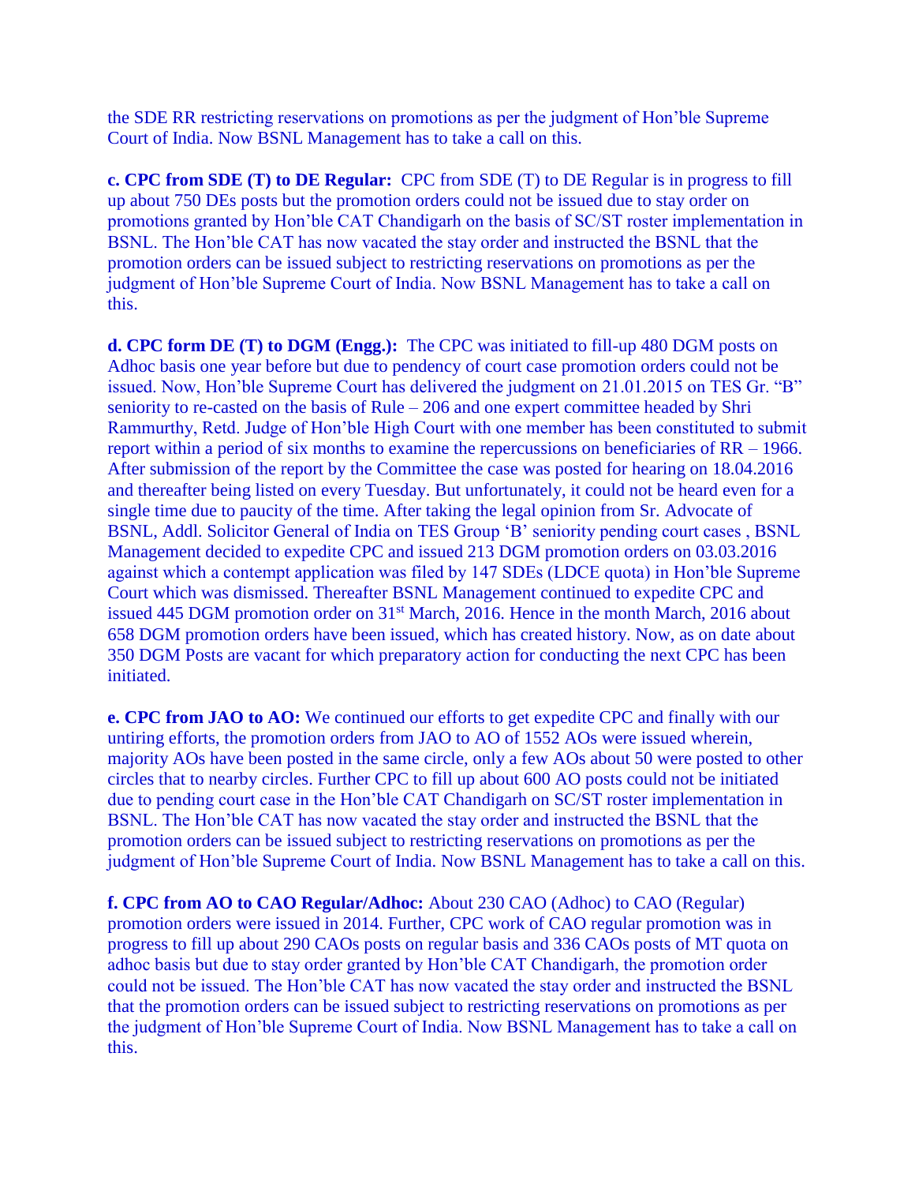the SDE RR restricting reservations on promotions as per the judgment of Hon'ble Supreme Court of India. Now BSNL Management has to take a call on this.

**c. CPC from SDE (T) to DE Regular:** CPC from SDE (T) to DE Regular is in progress to fill up about 750 DEs posts but the promotion orders could not be issued due to stay order on promotions granted by Hon'ble CAT Chandigarh on the basis of SC/ST roster implementation in BSNL. The Hon'ble CAT has now vacated the stay order and instructed the BSNL that the promotion orders can be issued subject to restricting reservations on promotions as per the judgment of Hon'ble Supreme Court of India. Now BSNL Management has to take a call on this.

**d. CPC form DE (T) to DGM (Engg.):** The CPC was initiated to fill-up 480 DGM posts on Adhoc basis one year before but due to pendency of court case promotion orders could not be issued. Now, Hon'ble Supreme Court has delivered the judgment on 21.01.2015 on TES Gr. "B" seniority to re-casted on the basis of Rule – 206 and one expert committee headed by Shri Rammurthy, Retd. Judge of Hon'ble High Court with one member has been constituted to submit report within a period of six months to examine the repercussions on beneficiaries of RR – 1966. After submission of the report by the Committee the case was posted for hearing on 18.04.2016 and thereafter being listed on every Tuesday. But unfortunately, it could not be heard even for a single time due to paucity of the time. After taking the legal opinion from Sr. Advocate of BSNL, Addl. Solicitor General of India on TES Group 'B' seniority pending court cases , BSNL Management decided to expedite CPC and issued 213 DGM promotion orders on 03.03.2016 against which a contempt application was filed by 147 SDEs (LDCE quota) in Hon'ble Supreme Court which was dismissed. Thereafter BSNL Management continued to expedite CPC and issued 445 DGM promotion order on 31st March, 2016. Hence in the month March, 2016 about 658 DGM promotion orders have been issued, which has created history. Now, as on date about 350 DGM Posts are vacant for which preparatory action for conducting the next CPC has been initiated.

**e. CPC from JAO to AO:** We continued our efforts to get expedite CPC and finally with our untiring efforts, the promotion orders from JAO to AO of 1552 AOs were issued wherein, majority AOs have been posted in the same circle, only a few AOs about 50 were posted to other circles that to nearby circles. Further CPC to fill up about 600 AO posts could not be initiated due to pending court case in the Hon'ble CAT Chandigarh on SC/ST roster implementation in BSNL. The Hon'ble CAT has now vacated the stay order and instructed the BSNL that the promotion orders can be issued subject to restricting reservations on promotions as per the judgment of Hon'ble Supreme Court of India. Now BSNL Management has to take a call on this.

**f. CPC from AO to CAO Regular/Adhoc:** About 230 CAO (Adhoc) to CAO (Regular) promotion orders were issued in 2014. Further, CPC work of CAO regular promotion was in progress to fill up about 290 CAOs posts on regular basis and 336 CAOs posts of MT quota on adhoc basis but due to stay order granted by Hon'ble CAT Chandigarh, the promotion order could not be issued. The Hon'ble CAT has now vacated the stay order and instructed the BSNL that the promotion orders can be issued subject to restricting reservations on promotions as per the judgment of Hon'ble Supreme Court of India. Now BSNL Management has to take a call on this.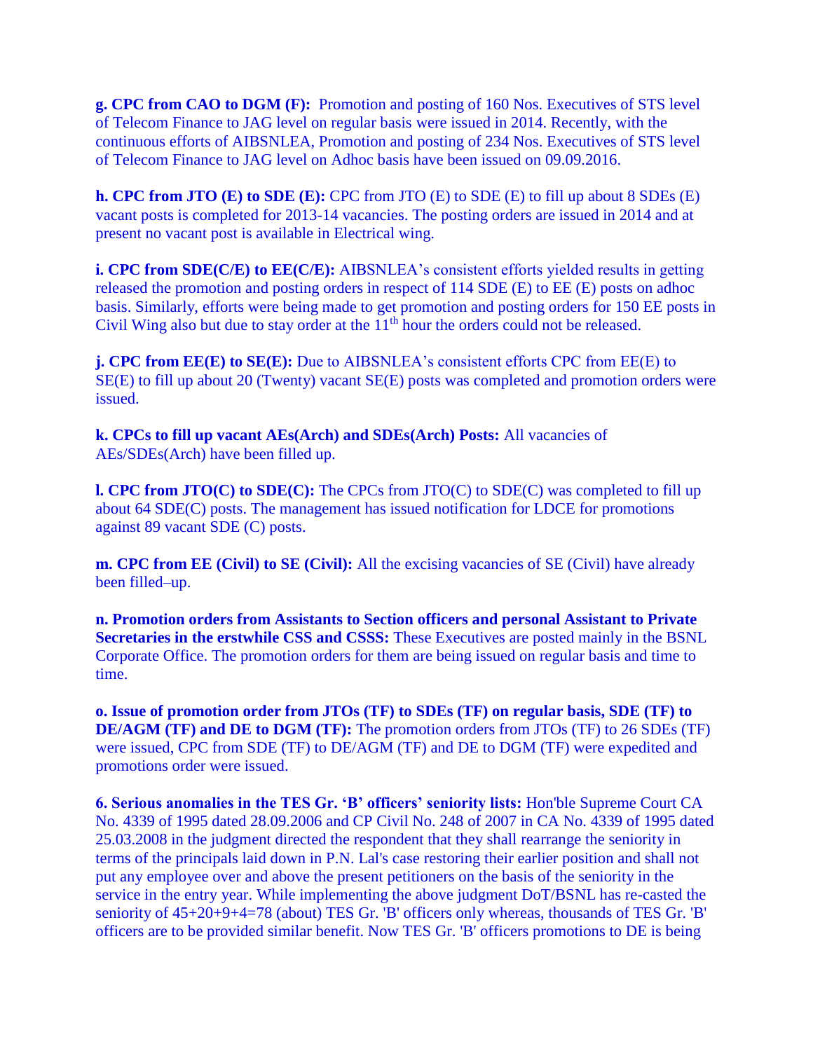**g. CPC from CAO to DGM (F):** Promotion and posting of 160 Nos. Executives of STS level of Telecom Finance to JAG level on regular basis were issued in 2014. Recently, with the continuous efforts of AIBSNLEA, Promotion and posting of 234 Nos. Executives of STS level of Telecom Finance to JAG level on Adhoc basis have been issued on 09.09.2016.

**h. CPC from JTO (E) to SDE (E):** CPC from JTO (E) to SDE (E) to fill up about 8 SDEs (E) vacant posts is completed for 2013-14 vacancies. The posting orders are issued in 2014 and at present no vacant post is available in Electrical wing.

**i. CPC from SDE(C/E) to EE(C/E):** AIBSNLEA's consistent efforts yielded results in getting released the promotion and posting orders in respect of 114 SDE (E) to EE (E) posts on adhoc basis. Similarly, efforts were being made to get promotion and posting orders for 150 EE posts in Civil Wing also but due to stay order at the 11th hour the orders could not be released.

**j. CPC from EE(E) to SE(E):** Due to AIBSNLEA's consistent efforts CPC from EE(E) to SE(E) to fill up about 20 (Twenty) vacant SE(E) posts was completed and promotion orders were issued.

**k. CPCs to fill up vacant AEs(Arch) and SDEs(Arch) Posts:** All vacancies of AEs/SDEs(Arch) have been filled up.

**l. CPC from JTO(C) to SDE(C):** The CPCs from JTO(C) to SDE(C) was completed to fill up about 64 SDE(C) posts. The management has issued notification for LDCE for promotions against 89 vacant SDE (C) posts.

**m. CPC from EE (Civil) to SE (Civil):** All the excising vacancies of SE (Civil) have already been filled–up.

**n. Promotion orders from Assistants to Section officers and personal Assistant to Private Secretaries in the erstwhile CSS and CSSS:** These Executives are posted mainly in the BSNL Corporate Office. The promotion orders for them are being issued on regular basis and time to time.

**o. Issue of promotion order from JTOs (TF) to SDEs (TF) on regular basis, SDE (TF) to DE/AGM (TF) and DE to DGM (TF):** The promotion orders from JTOs (TF) to 26 SDEs (TF) were issued, CPC from SDE (TF) to DE/AGM (TF) and DE to DGM (TF) were expedited and promotions order were issued.

**6. Serious anomalies in the TES Gr. 'B' officers' seniority lists:** Hon'ble Supreme Court CA No. 4339 of 1995 dated 28.09.2006 and CP Civil No. 248 of 2007 in CA No. 4339 of 1995 dated 25.03.2008 in the judgment directed the respondent that they shall rearrange the seniority in terms of the principals laid down in P.N. Lal's case restoring their earlier position and shall not put any employee over and above the present petitioners on the basis of the seniority in the service in the entry year. While implementing the above judgment DoT/BSNL has re-casted the seniority of 45+20+9+4=78 (about) TES Gr. 'B' officers only whereas, thousands of TES Gr. 'B' officers are to be provided similar benefit. Now TES Gr. 'B' officers promotions to DE is being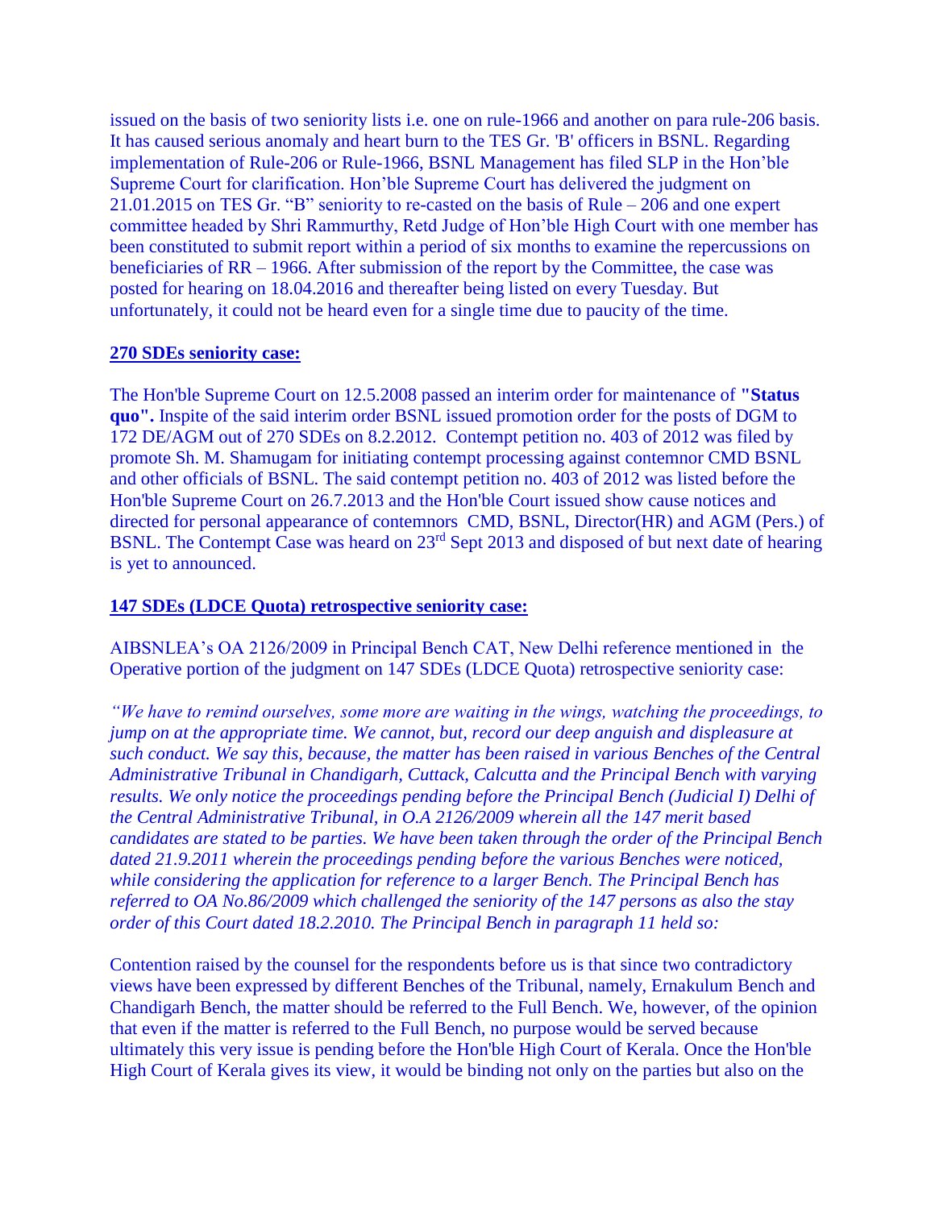issued on the basis of two seniority lists i.e. one on rule-1966 and another on para rule-206 basis. It has caused serious anomaly and heart burn to the TES Gr. 'B' officers in BSNL. Regarding implementation of Rule-206 or Rule-1966, BSNL Management has filed SLP in the Hon'ble Supreme Court for clarification. Hon'ble Supreme Court has delivered the judgment on 21.01.2015 on TES Gr. "B" seniority to re-casted on the basis of Rule – 206 and one expert committee headed by Shri Rammurthy, Retd Judge of Hon'ble High Court with one member has been constituted to submit report within a period of six months to examine the repercussions on beneficiaries of RR – 1966. After submission of the report by the Committee, the case was posted for hearing on 18.04.2016 and thereafter being listed on every Tuesday. But unfortunately, it could not be heard even for a single time due to paucity of the time.

**270 SDEs seniority case:**

The Hon'ble Supreme Court on 12.5.2008 passed an interim order for maintenance of **"Status quo".** Inspite of the said interim order BSNL issued promotion order for the posts of DGM to 172 DE/AGM out of 270 SDEs on 8.2.2012. Contempt petition no. 403 of 2012 was filed by promote Sh. M. Shamugam for initiating contempt processing against contemnor CMD BSNL and other officials of BSNL. The said contempt petition no. 403 of 2012 was listed before the Hon'ble Supreme Court on 26.7.2013 and the Hon'ble Court issued show cause notices and directed for personal appearance of contemnors CMD, BSNL, Director(HR) and AGM (Pers.) of BSNL. The Contempt Case was heard on 23rd Sept 2013 and disposed of but next date of hearing is yet to announced.

**147 SDEs (LDCE Quota) retrospective seniority case:**

AIBSNLEA's OA 2126/2009 in Principal Bench CAT, New Delhi reference mentioned in the Operative portion of the judgment on 147 SDEs (LDCE Quota) retrospective seniority case:

*"We have to remind ourselves, some more are waiting in the wings, watching the proceedings, to jump on at the appropriate time. We cannot, but, record our deep anguish and displeasure at such conduct. We say this, because, the matter has been raised in various Benches of the Central Administrative Tribunal in Chandigarh, Cuttack, Calcutta and the Principal Bench with varying results. We only notice the proceedings pending before the Principal Bench (Judicial I) Delhi of the Central Administrative Tribunal, in O.A 2126/2009 wherein all the 147 merit based candidates are stated to be parties. We have been taken through the order of the Principal Bench dated 21.9.2011 wherein the proceedings pending before the various Benches were noticed, while considering the application for reference to a larger Bench. The Principal Bench has referred to OA No.86/2009 which challenged the seniority of the 147 persons as also the stay order of this Court dated 18.2.2010. The Principal Bench in paragraph 11 held so:*

Contention raised by the counsel for the respondents before us is that since two contradictory views have been expressed by different Benches of the Tribunal, namely, Ernakulum Bench and Chandigarh Bench, the matter should be referred to the Full Bench. We, however, of the opinion that even if the matter is referred to the Full Bench, no purpose would be served because ultimately this very issue is pending before the Hon'ble High Court of Kerala. Once the Hon'ble High Court of Kerala gives its view, it would be binding not only on the parties but also on the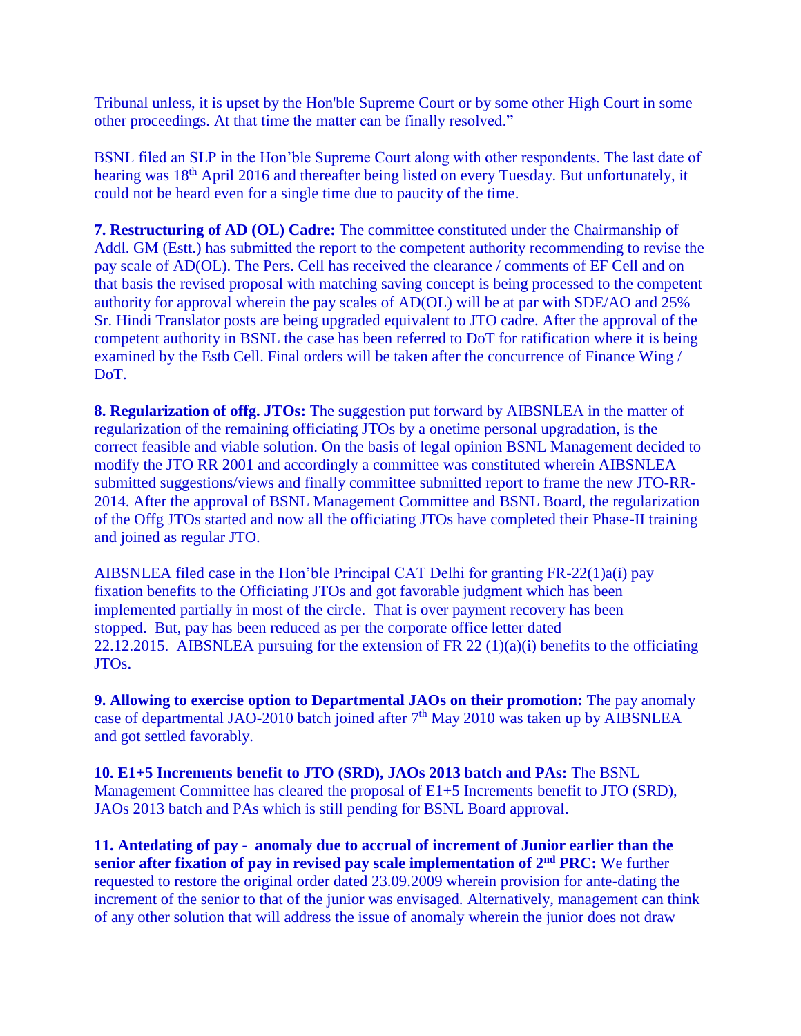Tribunal unless, it is upset by the Hon'ble Supreme Court or by some other High Court in some other proceedings. At that time the matter can be finally resolved."

BSNL filed an SLP in the Hon'ble Supreme Court along with other respondents. The last date of hearing was 18th April 2016 and thereafter being listed on every Tuesday. But unfortunately, it could not be heard even for a single time due to paucity of the time.

**7. Restructuring of AD (OL) Cadre:** The committee constituted under the Chairmanship of Addl. GM (Estt.) has submitted the report to the competent authority recommending to revise the pay scale of AD(OL). The Pers. Cell has received the clearance / comments of EF Cell and on that basis the revised proposal with matching saving concept is being processed to the competent authority for approval wherein the pay scales of AD(OL) will be at par with SDE/AO and 25% Sr. Hindi Translator posts are being upgraded equivalent to JTO cadre. After the approval of the competent authority in BSNL the case has been referred to DoT for ratification where it is being examined by the Estb Cell. Final orders will be taken after the concurrence of Finance Wing / DoT.

**8. Regularization of offg. JTOs:** The suggestion put forward by AIBSNLEA in the matter of regularization of the remaining officiating JTOs by a onetime personal upgradation, is the correct feasible and viable solution. On the basis of legal opinion BSNL Management decided to modify the JTO RR 2001 and accordingly a committee was constituted wherein AIBSNLEA submitted suggestions/views and finally committee submitted report to frame the new JTO-RR-2014. After the approval of BSNL Management Committee and BSNL Board, the regularization of the Offg JTOs started and now all the officiating JTOs have completed their Phase-II training and joined as regular JTO.

AIBSNLEA filed case in the Hon'ble Principal CAT Delhi for granting FR-22(1)a(i) pay fixation benefits to the Officiating JTOs and got favorable judgment which has been implemented partially in most of the circle. That is over payment recovery has been stopped. But, pay has been reduced as per the corporate office letter dated 22.12.2015. AIBSNLEA pursuing for the extension of FR 22 (1)(a)(i) benefits to the officiating JTOs.

**9. Allowing to exercise option to Departmental JAOs on their promotion:** The pay anomaly case of departmental JAO-2010 batch joined after 7th May 2010 was taken up by AIBSNLEA and got settled favorably.

**10. E1+5 Increments benefit to JTO (SRD), JAOs 2013 batch and PAs:** The BSNL Management Committee has cleared the proposal of E1+5 Increments benefit to JTO (SRD), JAOs 2013 batch and PAs which is still pending for BSNL Board approval.

**11. Antedating of pay - anomaly due to accrual of increment of Junior earlier than the senior after fixation of pay in revised pay scale implementation of 2nd PRC:** We further requested to restore the original order dated 23.09.2009 wherein provision for ante-dating the increment of the senior to that of the junior was envisaged. Alternatively, management can think of any other solution that will address the issue of anomaly wherein the junior does not draw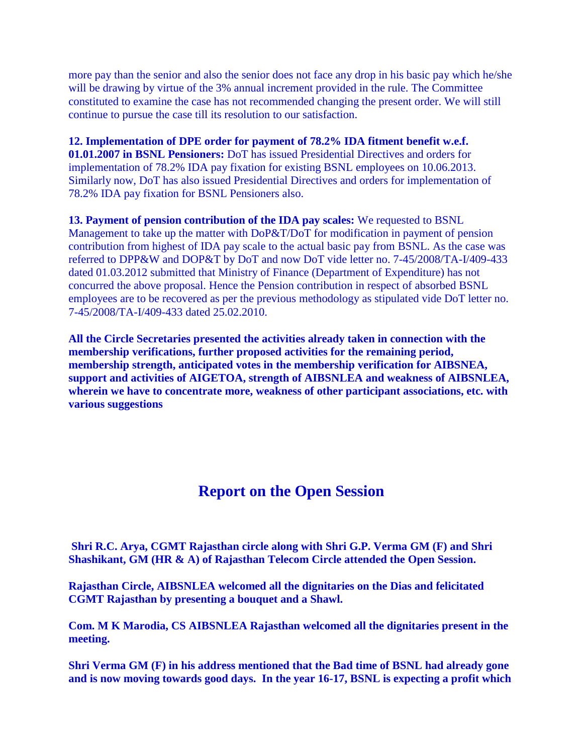more pay than the senior and also the senior does not face any drop in his basic pay which he/she will be drawing by virtue of the 3% annual increment provided in the rule. The Committee constituted to examine the case has not recommended changing the present order. We will still continue to pursue the case till its resolution to our satisfaction.

**12. Implementation of DPE order for payment of 78.2% IDA fitment benefit w.e.f. 01.01.2007 in BSNL Pensioners:** DoT has issued Presidential Directives and orders for implementation of 78.2% IDA pay fixation for existing BSNL employees on 10.06.2013. Similarly now, DoT has also issued Presidential Directives and orders for implementation of 78.2% IDA pay fixation for BSNL Pensioners also.

**13. Payment of pension contribution of the IDA pay scales:** We requested to BSNL Management to take up the matter with DoP&T/DoT for modification in payment of pension contribution from highest of IDA pay scale to the actual basic pay from BSNL. As the case was referred to DPP&W and DOP&T by DoT and now DoT vide letter no. 7-45/2008/TA-I/409-433 dated 01.03.2012 submitted that Ministry of Finance (Department of Expenditure) has not concurred the above proposal. Hence the Pension contribution in respect of absorbed BSNL employees are to be recovered as per the previous methodology as stipulated vide DoT letter no. 7-45/2008/TA-I/409-433 dated 25.02.2010.

**All the Circle Secretaries presented the activities already taken in connection with the membership verifications, further proposed activities for the remaining period, membership strength, anticipated votes in the membership verification for AIBSNEA, support and activities of AIGETOA, strength of AIBSNLEA and weakness of AIBSNLEA, wherein we have to concentrate more, weakness of other participant associations, etc. with various suggestions**

## Report on the Open Session

**Shri R.C. Arya, CGMT Rajasthan circle along with Shri G.P. Verma GM (F) and Shri Shashikant, GM (HR & A) of Rajasthan Telecom Circle attended the Open Session.**

**Rajasthan Circle, AIBSNLEA welcomed all the dignitaries on the Dias and felicitated CGMT Rajasthan by presenting a bouquet and a Shawl.**

**Com. M K Marodia, CS AIBSNLEA Rajasthan welcomed all the dignitaries present in the meeting.**

**Shri Verma GM (F) in his address mentioned that the Bad time of BSNL had already gone and is now moving towards good days. In the year 16-17, BSNL is expecting a profit which**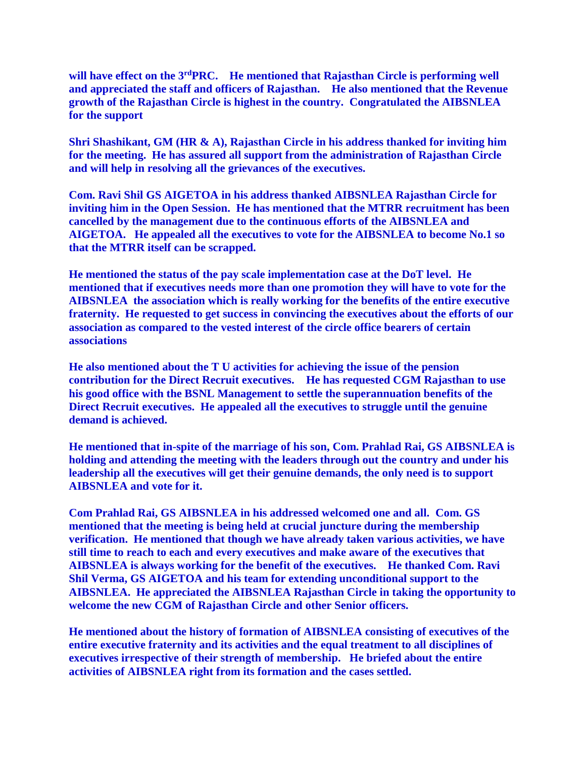**will have effect on the 3rd PRC. He mentioned that Rajasthan Circle is performing well and appreciated the staff and officers of Rajasthan. He also mentioned that the Revenue growth of the Rajasthan Circle is highest in the country. Congratulated the AIBSNLEA for the support**

**Shri Shashikant, GM (HR & A), Rajasthan Circle in his address thanked for inviting him for the meeting. He has assured all support from the administration of Rajasthan Circle and will help in resolving all the grievances of the executives.**

**Com. Ravi Shil GS AIGETOA in his address thanked AIBSNLEA Rajasthan Circle for inviting him in the Open Session. He has mentioned that the MTRR recruitment has been cancelled by the management due to the continuous efforts of the AIBSNLEA and AIGETOA. He appealed all the executives to vote for the AIBSNLEA to become No.1 so that the MTRR itself can be scrapped.**

**He mentioned the status of the pay scale implementation case at the DoT level. He mentioned that if executives needs more than one promotion they will have to vote for the AIBSNLEA the association which is really working for the benefits of the entire executive fraternity. He requested to get success in convincing the executives about the efforts of our association as compared to the vested interest of the circle office bearers of certain associations**

**He also mentioned about the T U activities for achieving the issue of the pension contribution for the Direct Recruit executives. He has requested CGM Rajasthan to use his good office with the BSNL Management to settle the superannuation benefits of the Direct Recruit executives. He appealed all the executives to struggle until the genuine demand is achieved.**

**He mentioned that in-spite of the marriage of his son, Com. Prahlad Rai, GS AIBSNLEA is holding and attending the meeting with the leaders through out the country and under his leadership all the executives will get their genuine demands, the only need is to support AIBSNLEA and vote for it.**

**Com Prahlad Rai, GS AIBSNLEA in his addressed welcomed one and all. Com. GS mentioned that the meeting is being held at crucial juncture during the membership verification. He mentioned that though we have already taken various activities, we have still time to reach to each and every executives and make aware of the executives that AIBSNLEA is always working for the benefit of the executives. He thanked Com. Ravi Shil Verma, GS AIGETOA and his team for extending unconditional support to the AIBSNLEA. He appreciated the AIBSNLEA Rajasthan Circle in taking the opportunity to welcome the new CGM of Rajasthan Circle and other Senior officers.**

**He mentioned about the history of formation of AIBSNLEA consisting of executives of the entire executive fraternity and its activities and the equal treatment to all disciplines of executives irrespective of their strength of membership. He briefed about the entire activities of AIBSNLEA right from its formation and the cases settled.**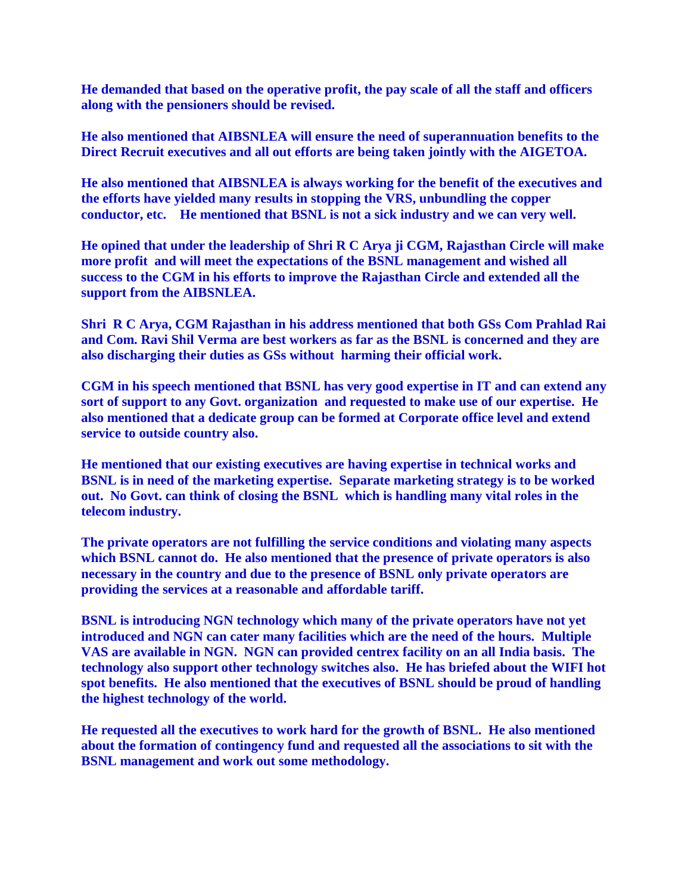**He demanded that based on the operative profit, the pay scale of all the staff and officers along with the pensioners should be revised.**

**He also mentioned that AIBSNLEA will ensure the need of superannuation benefits to the Direct Recruit executives and all out efforts are being taken jointly with the AIGETOA.**

**He also mentioned that AIBSNLEA is always working for the benefit of the executives and the efforts have yielded many results in stopping the VRS, unbundling the copper conductor, etc. He mentioned that BSNL is not a sick industry and we can very well.**

**He opined that under the leadership of Shri R C Arya ji CGM, Rajasthan Circle will make more profit and will meet the expectations of the BSNL management and wished all success to the CGM in his efforts to improve the Rajasthan Circle and extended all the support from the AIBSNLEA.**

**Shri R C Arya, CGM Rajasthan in his address mentioned that both GSs Com Prahlad Rai and Com. Ravi Shil Verma are best workers as far as the BSNL is concerned and they are also discharging their duties as GSs without harming their official work.**

**CGM in his speech mentioned that BSNL has very good expertise in IT and can extend any sort of support to any Govt. organization and requested to make use of our expertise. He also mentioned that a dedicate group can be formed at Corporate office level and extend service to outside country also.**

**He mentioned that our existing executives are having expertise in technical works and BSNL is in need of the marketing expertise. Separate marketing strategy is to be worked out. No Govt. can think of closing the BSNL which is handling many vital roles in the telecom industry.**

**The private operators are not fulfilling the service conditions and violating many aspects which BSNL cannot do. He also mentioned that the presence of private operators is also necessary in the country and due to the presence of BSNL only private operators are providing the services at a reasonable and affordable tariff.**

**BSNL is introducing NGN technology which many of the private operators have not yet introduced and NGN can cater many facilities which are the need of the hours. Multiple VAS are available in NGN. NGN can provided centrex facility on an all India basis. The technology also support other technology switches also. He has briefed about the WIFI hot spot benefits. He also mentioned that the executives of BSNL should be proud of handling the highest technology of the world.**

**He requested all the executives to work hard for the growth of BSNL. He also mentioned about the formation of contingency fund and requested all the associations to sit with the BSNL management and work out some methodology.**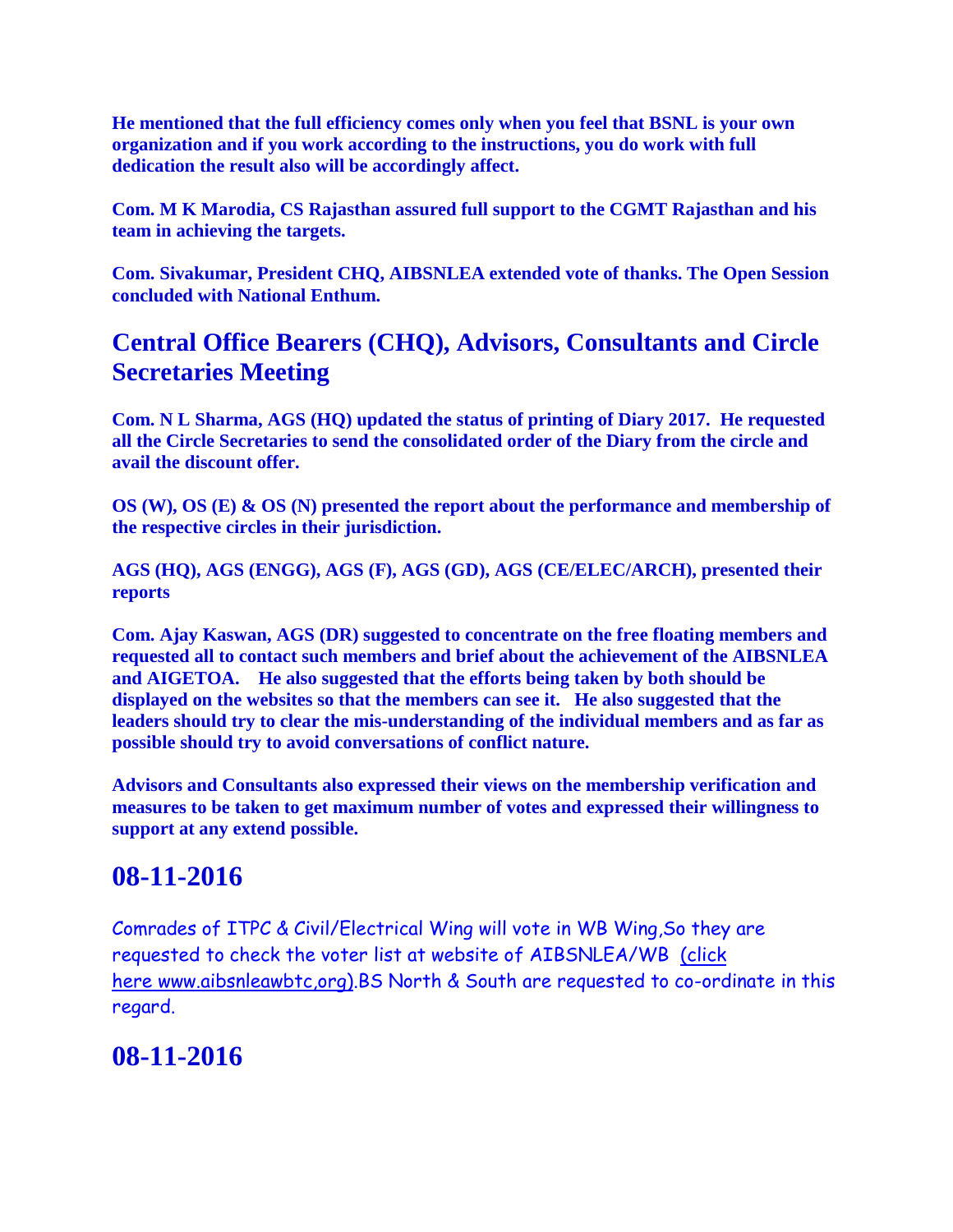**He mentioned that the full efficiency comes only when you feel that BSNL is your own organization and if you work according to the instructions, you do work with full dedication the result also will be accordingly affect.**

**Com. M K Marodia, CS Rajasthan assured full support to the CGMT Rajasthan and his team in achieving the targets.**

**Com. Sivakumar, President CHQ, AIBSNLEA extended vote of thanks. The Open Session concluded with National Enthum.**

## Central Office Bearers (CHQ), Advisors, Consultants and Circle Secretaries Meeting

**Com. N L Sharma, AGS (HQ) updated the status of printing of Diary 2017. He requested all the Circle Secretaries to send the consolidated order of the Diary from the circle and avail the discount offer.**

**OS (W), OS (E) & OS (N) presented the report about the performance and membership of the respective circles in their jurisdiction.**

**AGS (HQ), AGS (ENGG), AGS (F), AGS (GD), AGS (CE/ELEC/ARCH), presented their reports**

**Com. Ajay Kaswan, AGS (DR) suggested to concentrate on the free floating members and requested all to contact such members and brief about the achievement of the AIBSNLEA and AIGETOA. He also suggested that the efforts being taken by both should be displayed on the websites so that the members can see it. He also suggested that the leaders should try to clear the mis-understanding of the individual members and as far as possible should try to avoid conversations of conflict nature.**

**Advisors and Consultants also expressed their views on the membership verification and measures to be taken to get maximum number of votes and expressed their willingness to support at any extend possible.**

## 08-11-2016

Comrades of ITPC & Civil/Electrical Wing will vote in WB Wing,So they are requested to check the voter list at website of AIBSNLEA/WB (click here www.aibsnleawbtc,org).BS North & South are requested to co-ordinate in this regard.

## 08-11-2016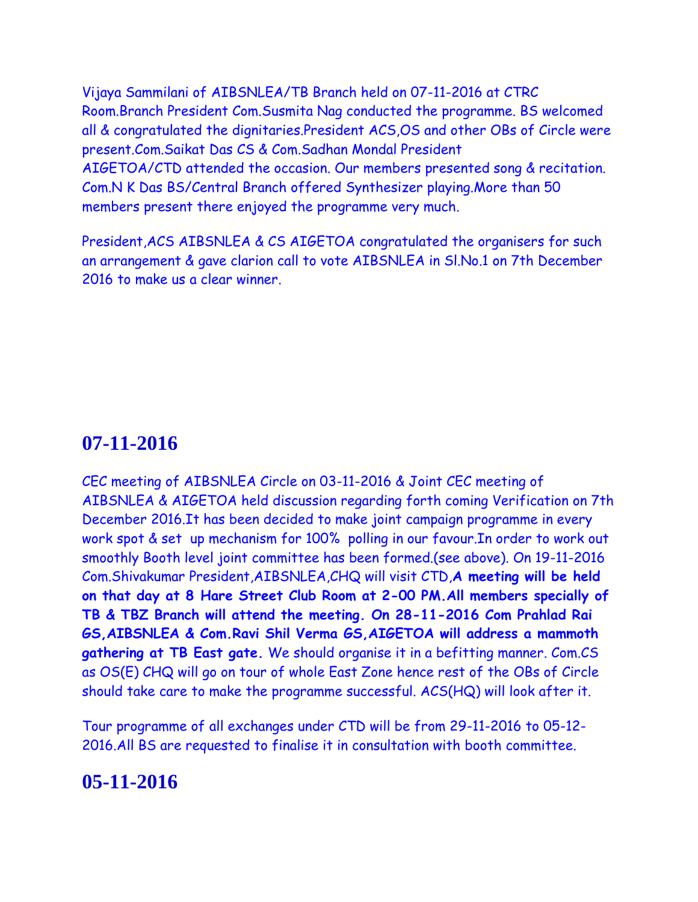Vijaya Sammilani of AIBSNLEA/TB Branch held on 07-11-2016 at CTRC Room.Branch President Com.Susmita Nag conducted the programme. BS welcomed all & congratulated the dignitaries.President ACS,OS and other OBs of Circle were present.Com.Saikat Das CS & Com.Sadhan Mondal President AIGETOA/CTD attended the occasion. Our members presented song & recitation. Com.N K Das BS/Central Branch offered Synthesizer playing.More than 50 members present there enjoyed the programme very much.

President,ACS AIBSNLEA & CS AIGETOA congratulated the organisers for such an arrangement & gave clarion call to vote AIBSNLEA in Sl.No.1 on 7th December 2016 to make us a clear winner.

## 07-11-2016

CEC meeting of AIBSNLEA Circle on 03-11-2016 & Joint CEC meeting of AIBSNLEA & AIGETOA held discussion regarding forth coming Verification on 7th December 2016.It has been decided to make joint campaign programme in every work spot & set up mechanism for 100% polling in our favour.In order to work out smoothly Booth level joint committee has been formed.(see above). On 19-11-2016 Com.Shivakumar President,AIBSNLEA,CHQ will visit CTD,**A meeting will be held on that day at 8 Hare Street Club Room at 2-00 PM.All members specially of TB & TBZ Branch will attend the meeting. On 28-11-2016 Com Prahlad Rai GS,AIBSNLEA & Com.Ravi Shil Verma GS,AIGETOA will address a mammoth gathering at TB East gate.** We should organise it in a befitting manner. Com.CS as OS(E) CHQ will go on tour of whole East Zone hence rest of the OBs of Circle should take care to make the programme successful. ACS(HQ) will look after it.

Tour programme of all exchanges under CTD will be from 29-11-2016 to 05-12-2016.All BS are requested to finalise it in consultation with booth committee.

## 05-11-2016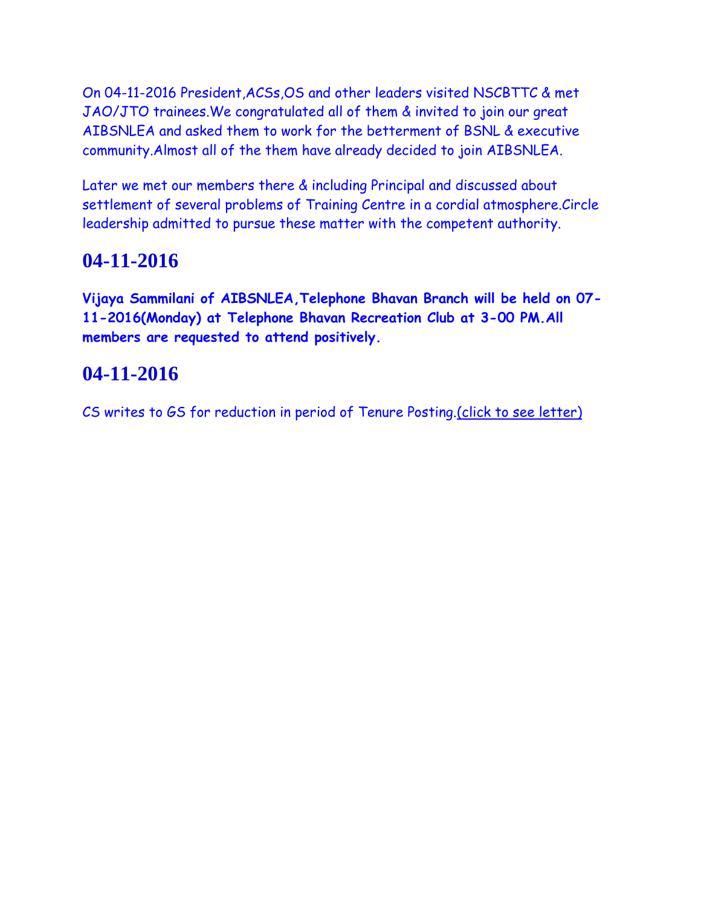On 04-11-2016 President,ACSs,OS and other leaders visited NSCBTTC & met JAO/JTO trainees.We congratulated all of them & invited to join our great AIBSNLEA and asked them to work for the betterment of BSNL & executive community.Almost all of the them have already decided to join AIBSNLEA.

Later we met our members there & including Principal and discussed about settlement of several problems of Training Centre in a cordial atmosphere.Circle leadership admitted to pursue these matter with the competent authority.

## 04-11-2016

**Vijaya Sammilani of AIBSNLEA,Telephone Bhavan Branch will be held on 07-11-2016(Monday) at Telephone Bhavan Recreation Club at 3-00 PM.All members are requested to attend positively.**

## 04-11-2016

CS writes to GS for reduction in period of Tenure Posting.(click to see letter)